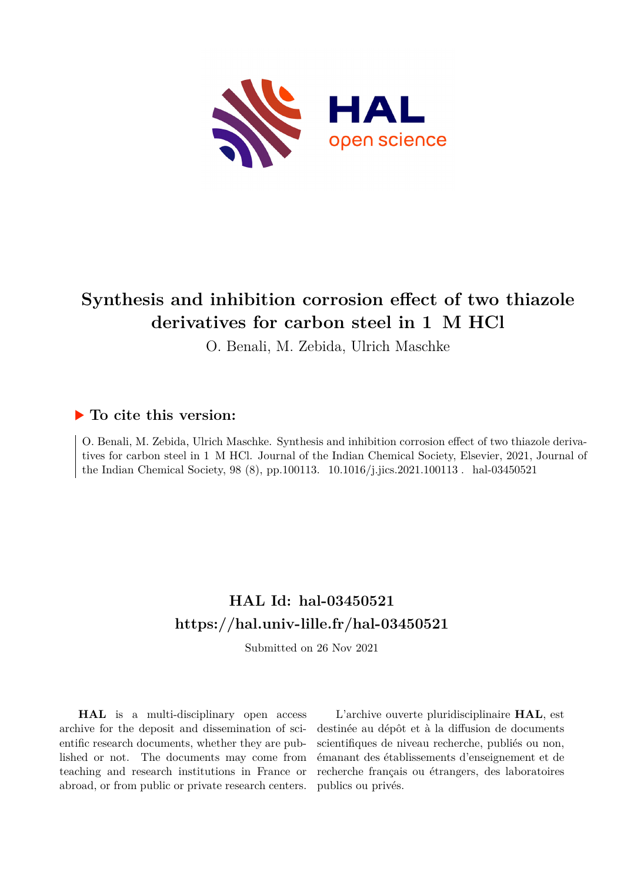# Synthesis and inhibition corrosion effect of two thiazole derivatives for carbon steel in 1 M HCl

O. Benali, M. Zebida, Ulrich Maschke

## ▶ To cite this version:

O. Benali, M. Zebida, Ulrich Maschke. Synthesis and inhibition corrosion effect of two thiazole derivatives for carbon steel in 1 M HCl. Journal of the Indian Chemical Society, Elsevier, 2021, Journal of the Indian Chemical Society, 98 (8), pp.100113. 10.1016/j.jics.2021.100113 . hal-03450521

## HAL Id: hal-03450521
## https://hal.univ-lille.fr/hal-03450521

Submitted on 26 Nov 2021

**HAL** is a multi-disciplinary open access archive for the deposit and dissemination of scientific research documents, whether they are published or not. The documents may come from teaching and research institutions in France or abroad, or from public or private research centers.

L'archive ouverte pluridisciplinaire **HAL**, est destinée au dépôt et à la diffusion de documents scientifiques de niveau recherche, publiés ou non, émanant des établissements d'enseignement et de recherche français ou étrangers, des laboratoires publics ou privés.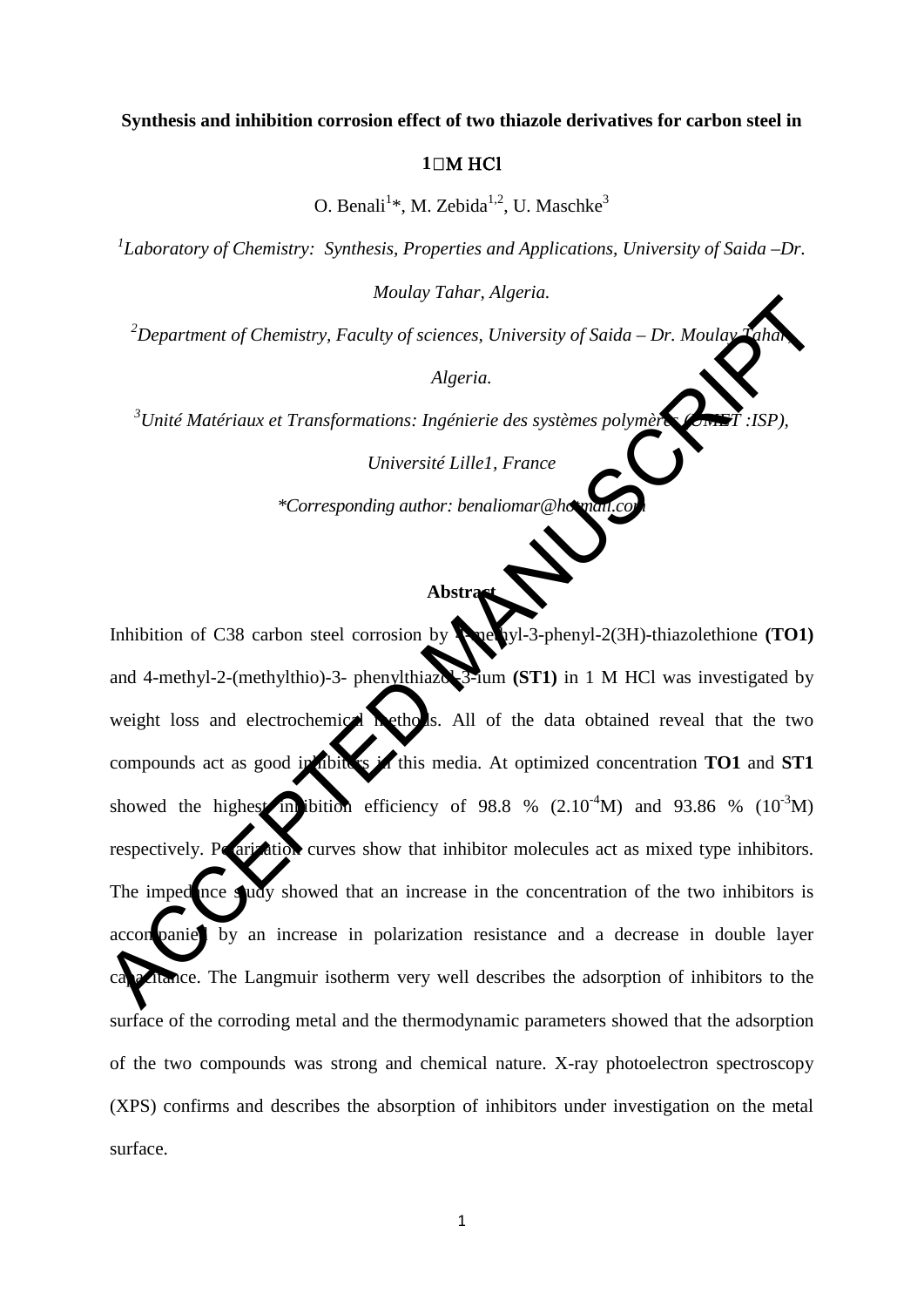**Synthesis and inhibition corrosion effect of two thiazole derivatives for carbon steel in 1 M HCl**

O. Benali[1]*, M. Zebida[1,2], U. Maschke[3]

[1]*Laboratory of Chemistry: Synthesis, Properties and Applications, University of Saida –Dr. Moulay Tahar, Algeria.*

[2]*Department of Chemistry, Faculty of sciences, University of Saida – Dr. Moulay Tahar, Algeria.*

[3]*Unité Matériaux et Transformations: Ingénierie des systèmes polymères (UMET :ISP), Université Lille1, France*

**Corresponding author: benaliomar@hotmail.com*

## Abstract

Inhibition of C38 carbon steel corrosion by 4-methyl-3-phenyl-2(3H)-thiazolethione **(TO1)** and 4-methyl-2-(methylthio)-3- phenylthiazol-3-ium **(ST1)** in 1 M HCl was investigated by weight loss and electrochemical methods. All of the data obtained reveal that the two compounds act as good inhibitors in this media. At optimized concentration **TO1** and **ST1** showed the highest inhibition efficiency of 98.8 % ($2.10^{-4}$M) and 93.86 % ($10^{-3}$M) respectively. Polarization curves show that inhibitor molecules act as mixed type inhibitors. The impedance study showed that an increase in the concentration of the two inhibitors is accompanied by an increase in polarization resistance and a decrease in double layer capacitance. The Langmuir isotherm very well describes the adsorption of inhibitors to the surface of the corroding metal and the thermodynamic parameters showed that the adsorption of the two compounds was strong and chemical nature. X-ray photoelectron spectroscopy (XPS) confirms and describes the absorption of inhibitors under investigation on the metal surface.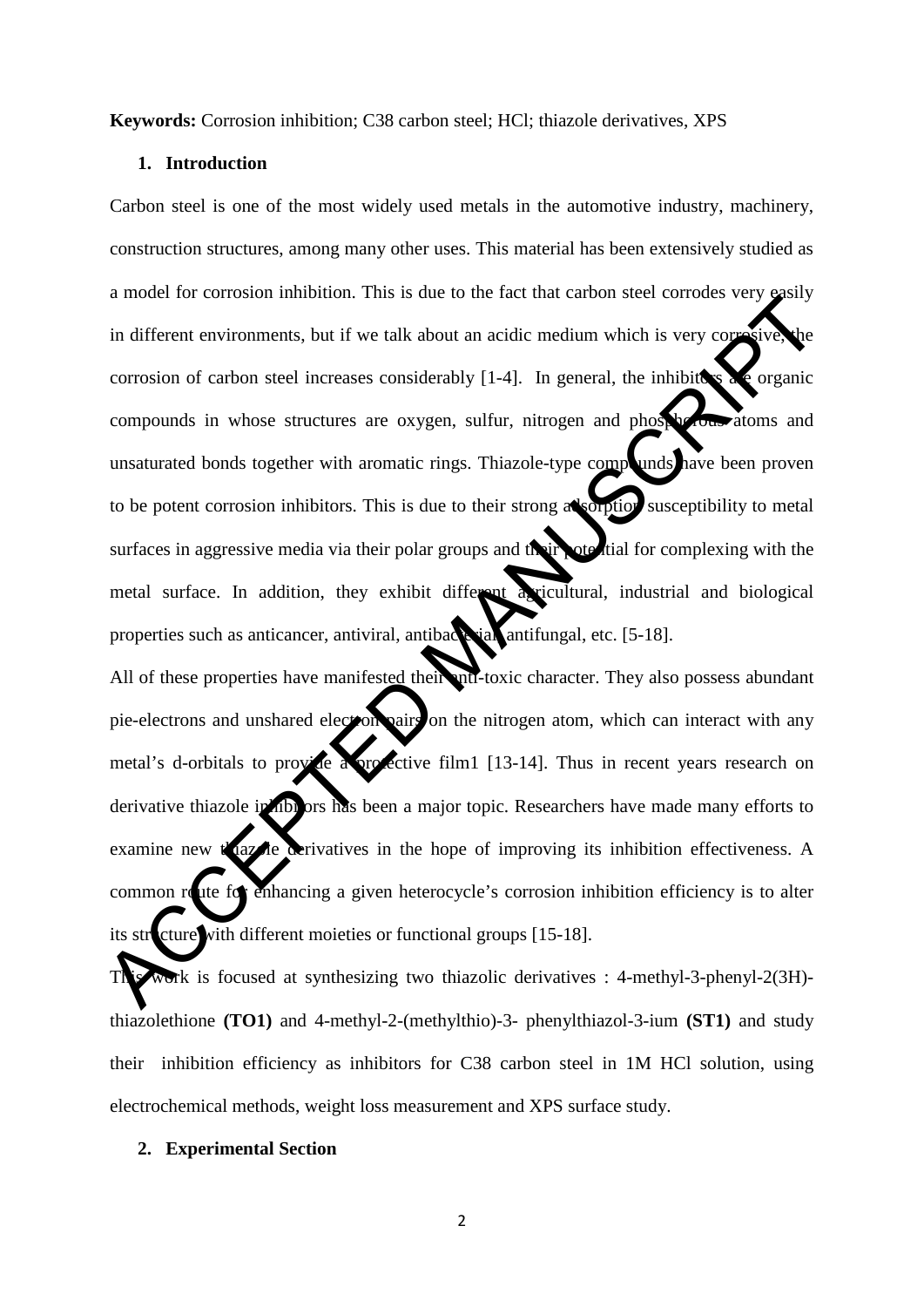**Keywords:** Corrosion inhibition; C38 carbon steel; HCl; thiazole derivatives, XPS

## 1. Introduction

Carbon steel is one of the most widely used metals in the automotive industry, machinery, construction structures, among many other uses. This material has been extensively studied as a model for corrosion inhibition. This is due to the fact that carbon steel corrodes very easily in different environments, but if we talk about an acidic medium which is very corrosive, the corrosion of carbon steel increases considerably [1-4]. In general, the inhibitors are organic compounds in whose structures are oxygen, sulfur, nitrogen and phosphorous atoms and unsaturated bonds together with aromatic rings. Thiazole-type compounds have been proven to be potent corrosion inhibitors. This is due to their strong adsorption susceptibility to metal surfaces in aggressive media via their polar groups and their potential for complexing with the metal surface. In addition, they exhibit different agricultural, industrial and biological properties such as anticancer, antiviral, antibacterial, antifungal, etc. [5-18].

All of these properties have manifested their anti-toxic character. They also possess abundant pie-electrons and unshared electron pairs on the nitrogen atom, which can interact with any metal's d-orbitals to provide a protective film1 [13-14]. Thus in recent years research on derivative thiazole inhibitors has been a major topic. Researchers have made many efforts to examine new thiazole derivatives in the hope of improving its inhibition effectiveness. A common route for enhancing a given heterocycle's corrosion inhibition efficiency is to alter its structure with different moieties or functional groups [15-18].

This work is focused at synthesizing two thiazolic derivatives : 4-methyl-3-phenyl-2(3H)-thiazolethione **(TO1)** and 4-methyl-2-(methylthio)-3- phenylthiazol-3-ium **(ST1)** and study their inhibition efficiency as inhibitors for C38 carbon steel in 1M HCl solution, using electrochemical methods, weight loss measurement and XPS surface study.

## 2. Experimental Section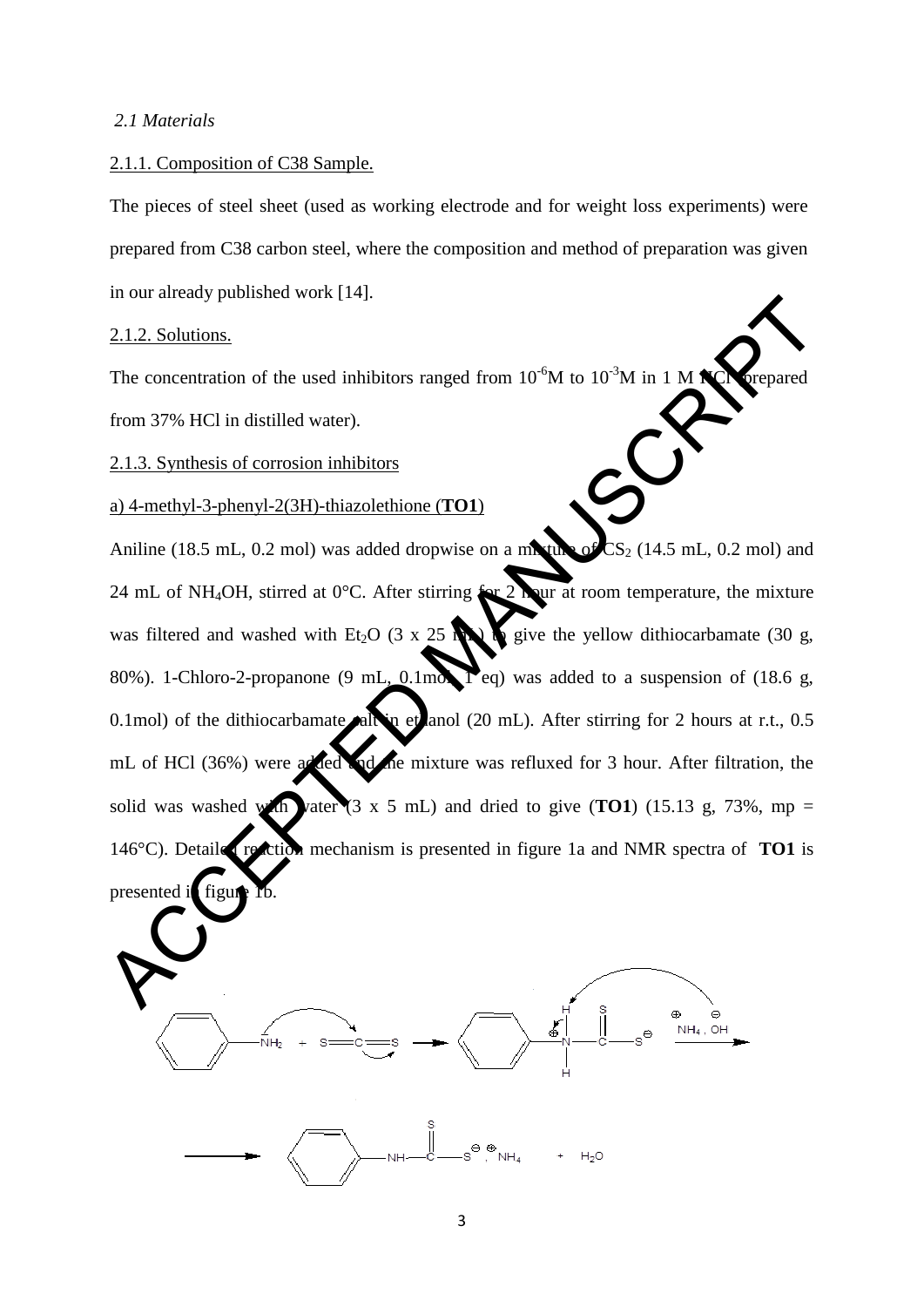*2.1 Materials*

2.1.1. Composition of C38 Sample.

The pieces of steel sheet (used as working electrode and for weight loss experiments) were prepared from C38 carbon steel, where the composition and method of preparation was given in our already published work [14].

2.1.2. Solutions.

The concentration of the used inhibitors ranged from $10^{-6}$M to $10^{-3}$M in 1 M HCl (prepared from 37% HCl in distilled water).

2.1.3. Synthesis of corrosion inhibitors

a) 4-methyl-3-phenyl-2(3H)-thiazolethione (**TO1**)

Aniline (18.5 mL, 0.2 mol) was added dropwise on a mixture of $CS_2$ (14.5 mL, 0.2 mol) and 24 mL of $NH_4OH$, stirred at 0°C. After stirring for 2 hour at room temperature, the mixture was filtered and washed with $Et_2O$ (3 x 25 mL) to give the yellow dithiocarbamate (30 g, 80%). 1-Chloro-2-propanone (9 mL, 0.1mol, 1 eq) was added to a suspension of (18.6 g, 0.1mol) of the dithiocarbamate salt in ethanol (20 mL). After stirring for 2 hours at r.t., 0.5 mL of HCl (36%) were added and the mixture was refluxed for 3 hour. After filtration, the solid was washed with water (3 x 5 mL) and dried to give (**TO1**) (15.13 g, 73%, mp = 146°C). Detailed reaction mechanism is presented in figure 1a and NMR spectra of **TO1** is presented in figure 1b.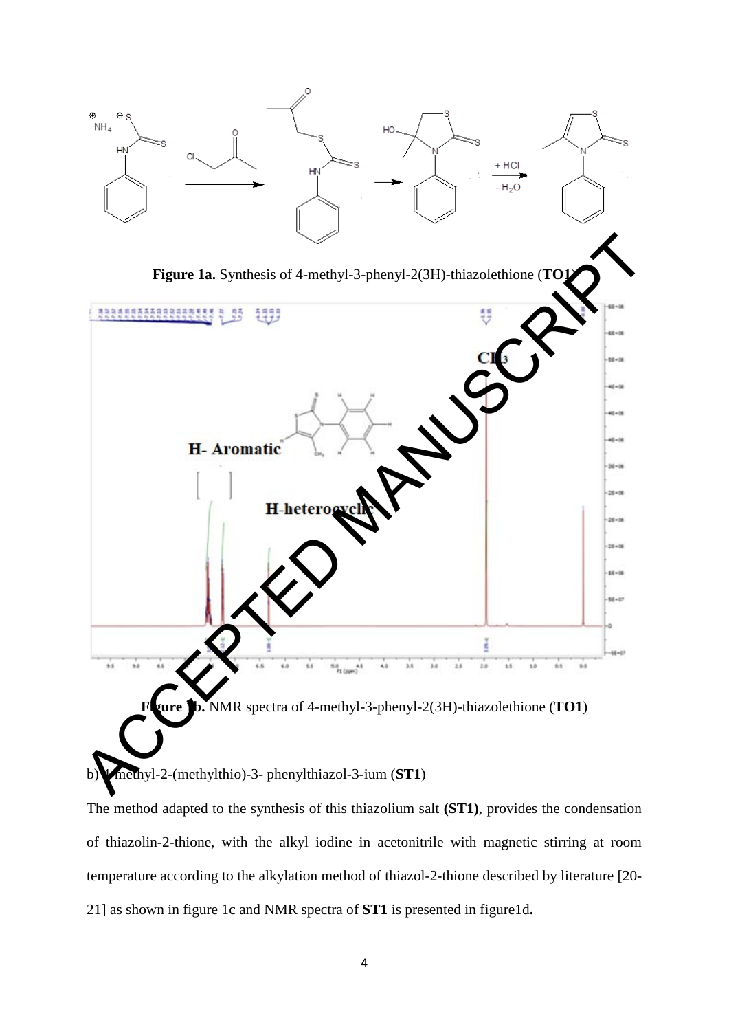Figure 1a. Synthesis of 4-methyl-3-phenyl-2(3H)-thiazolethione (**TO1**)

Figure 1b. NMR spectra of 4-methyl-3-phenyl-2(3H)-thiazolethione (**TO1**)

b) 4-methyl-2-(methylthio)-3- phenylthiazol-3-ium (**ST1**)

The method adapted to the synthesis of this thiazolium salt **(ST1)**, provides the condensation of thiazolin-2-thione, with the alkyl iodine in acetonitrile with magnetic stirring at room temperature according to the alkylation method of thiazol-2-thione described by literature [20-21] as shown in figure 1c and NMR spectra of **ST1** is presented in figure1d**.**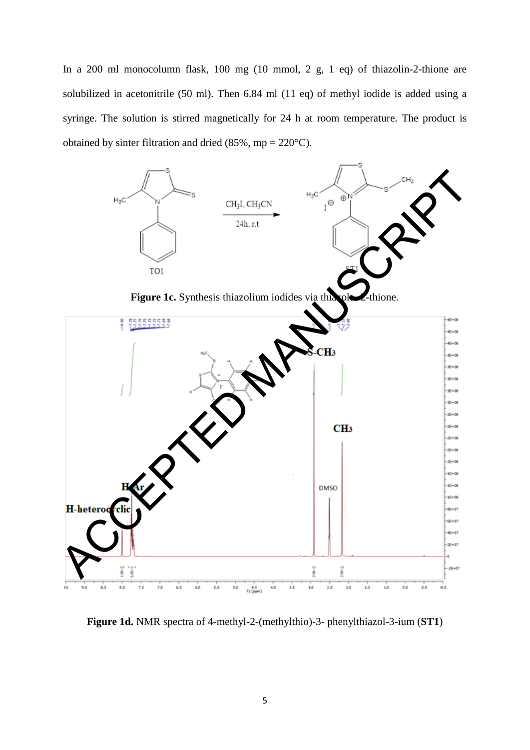In a 200 ml monocolumn flask, 100 mg (10 mmol, 2 g, 1 eq) of thiazolin-2-thione are solubilized in acetonitrile (50 ml). Then 6.84 ml (11 eq) of methyl iodide is added using a syringe. The solution is stirred magnetically for 24 h at room temperature. The product is obtained by sinter filtration and dried (85%, mp = 220°C).

**Figure 1c.** Synthesis thiazolium iodides via thiazole-2-thione.

**Figure 1d.** NMR spectra of 4-methyl-2-(methylthio)-3- phenylthiazol-3-ium (**ST1**)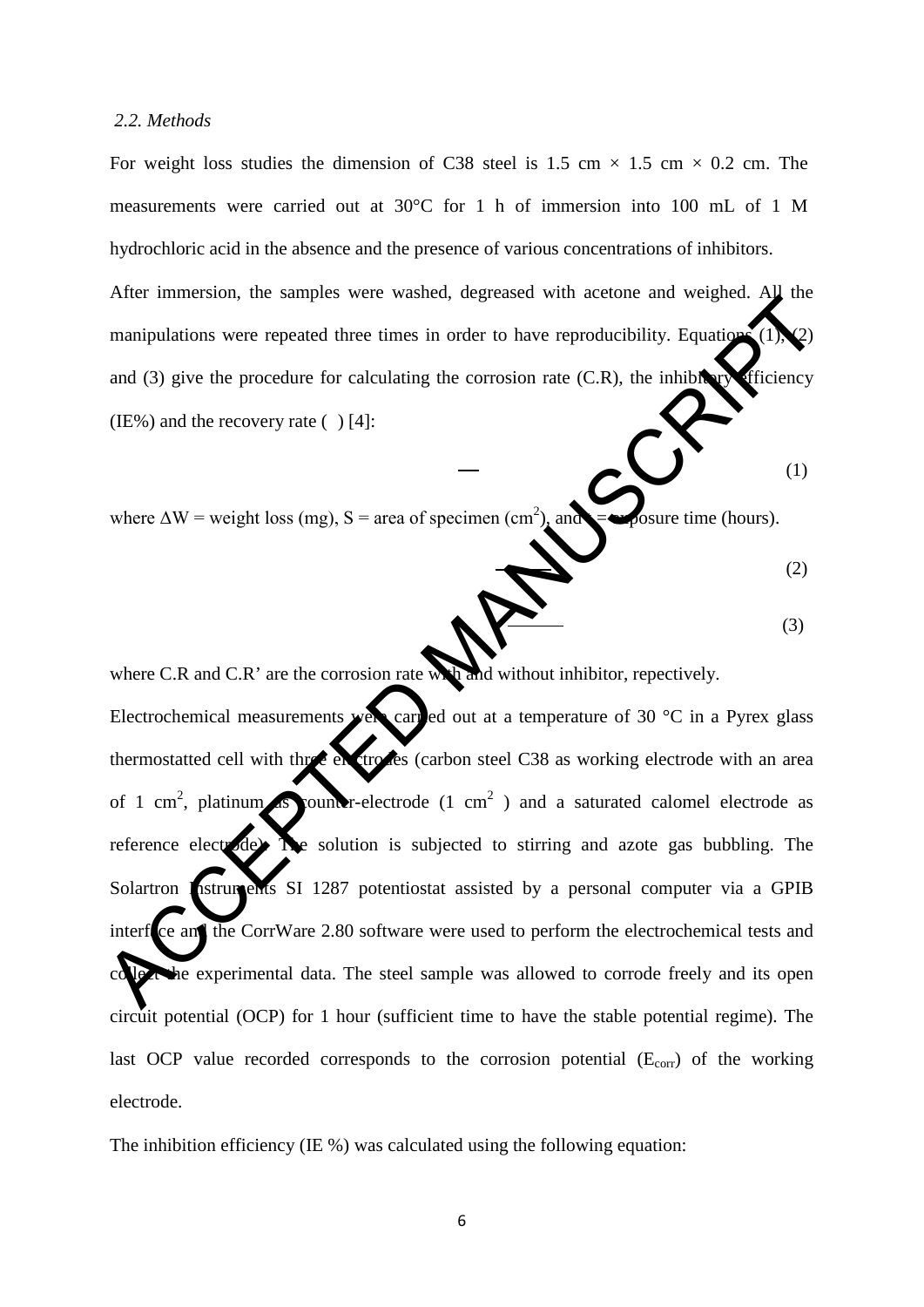*2.2. Methods*

For weight loss studies the dimension of C38 steel is 1.5 cm × 1.5 cm × 0.2 cm. The measurements were carried out at 30°C for 1 h of immersion into 100 mL of 1 M hydrochloric acid in the absence and the presence of various concentrations of inhibitors.

After immersion, the samples were washed, degreased with acetone and weighed. All the manipulations were repeated three times in order to have reproducibility. Equations (1), (2) and (3) give the procedure for calculating the corrosion rate (C.R), the inhibitory efficiency (IE%) and the recovery rate ( ) [4]:

$$— \quad (1)$$

where ΔW = weight loss (mg), S = area of specimen (cm$^2$), and = exposure time (hours).

$$— \quad (2)$$

$$— \quad (3)$$

where C.R and C.R' are the corrosion rate with and without inhibitor, repectively.

Electrochemical measurements were carried out at a temperature of 30 °C in a Pyrex glass thermostatted cell with three electrodes (carbon steel C38 as working electrode with an area of 1 cm$^2$, platinum as counter-electrode (1 cm$^2$ ) and a saturated calomel electrode as reference electrode). The solution is subjected to stirring and azote gas bubbling. The Solartron Instruments SI 1287 potentiostat assisted by a personal computer via a GPIB interface and the CorrWare 2.80 software were used to perform the electrochemical tests and collect the experimental data. The steel sample was allowed to corrode freely and its open circuit potential (OCP) for 1 hour (sufficient time to have the stable potential regime). The last OCP value recorded corresponds to the corrosion potential ($E_{corr}$) of the working electrode.

The inhibition efficiency (IE %) was calculated using the following equation: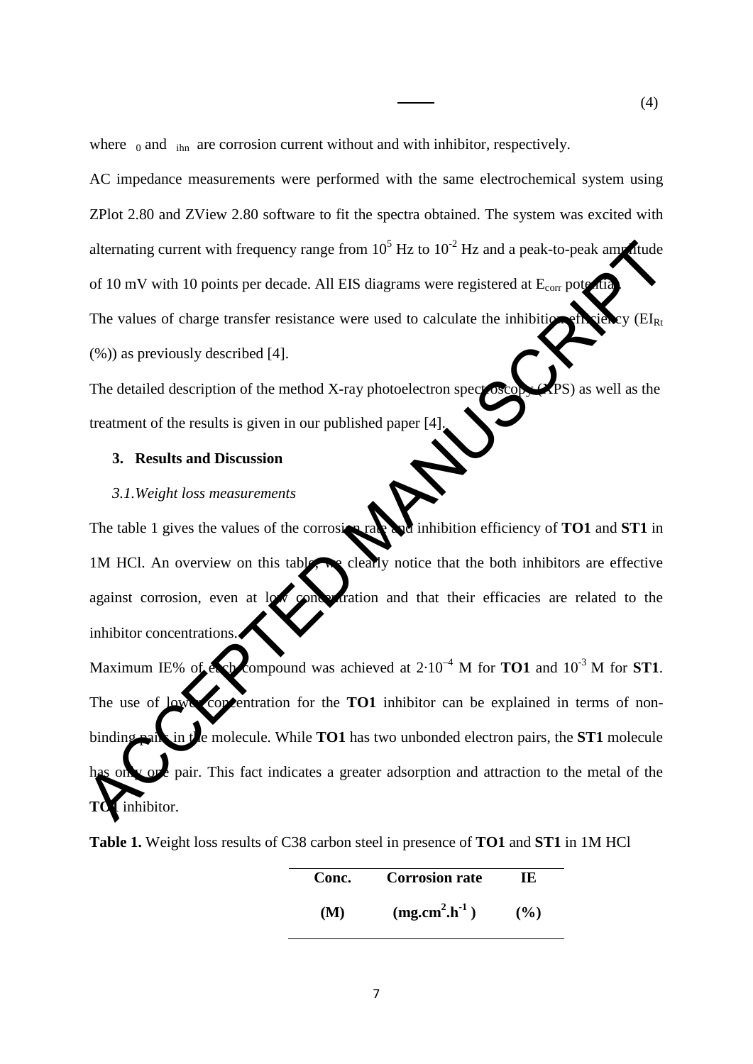$$\text{——} \qquad (4)$$

where $_0$ and $_{ihn}$ are corrosion current without and with inhibitor, respectively.

AC impedance measurements were performed with the same electrochemical system using ZPlot 2.80 and ZView 2.80 software to fit the spectra obtained. The system was excited with alternating current with frequency range from $10^5$ Hz to $10^{-2}$ Hz and a peak-to-peak amplitude of 10 mV with 10 points per decade. All EIS diagrams were registered at $E_{corr}$ potential.

The values of charge transfer resistance were used to calculate the inhibition efficiency ($EI_{Rt}$ (%)) as previously described [4].

The detailed description of the method X-ray photoelectron spectroscopy (XPS) as well as the treatment of the results is given in our published paper [4].

## 3. Results and Discussion

### *3.1. Weight loss measurements*

The table 1 gives the values of the corrosion rate and inhibition efficiency of **TO1** and **ST1** in 1M HCl. An overview on this table, we clearly notice that the both inhibitors are effective against corrosion, even at low concentration and that their efficacies are related to the inhibitor concentrations.

Maximum IE% of each compound was achieved at $2 \cdot 10^{-4}$ M for **TO1** and $10^{-3}$ M for **ST1**. The use of lower concentration for the **TO1** inhibitor can be explained in terms of non-binding pairs in the molecule. While **TO1** has two unbonded electron pairs, the **ST1** molecule has only one pair. This fact indicates a greater adsorption and attraction to the metal of the **TO1** inhibitor.

**Table 1.** Weight loss results of C38 carbon steel in presence of **TO1** and **ST1** in 1M HCl

| Conc. (M) | Corrosion rate ($mg.cm^2.h^{-1}$) | IE (%) |
|---|---|---|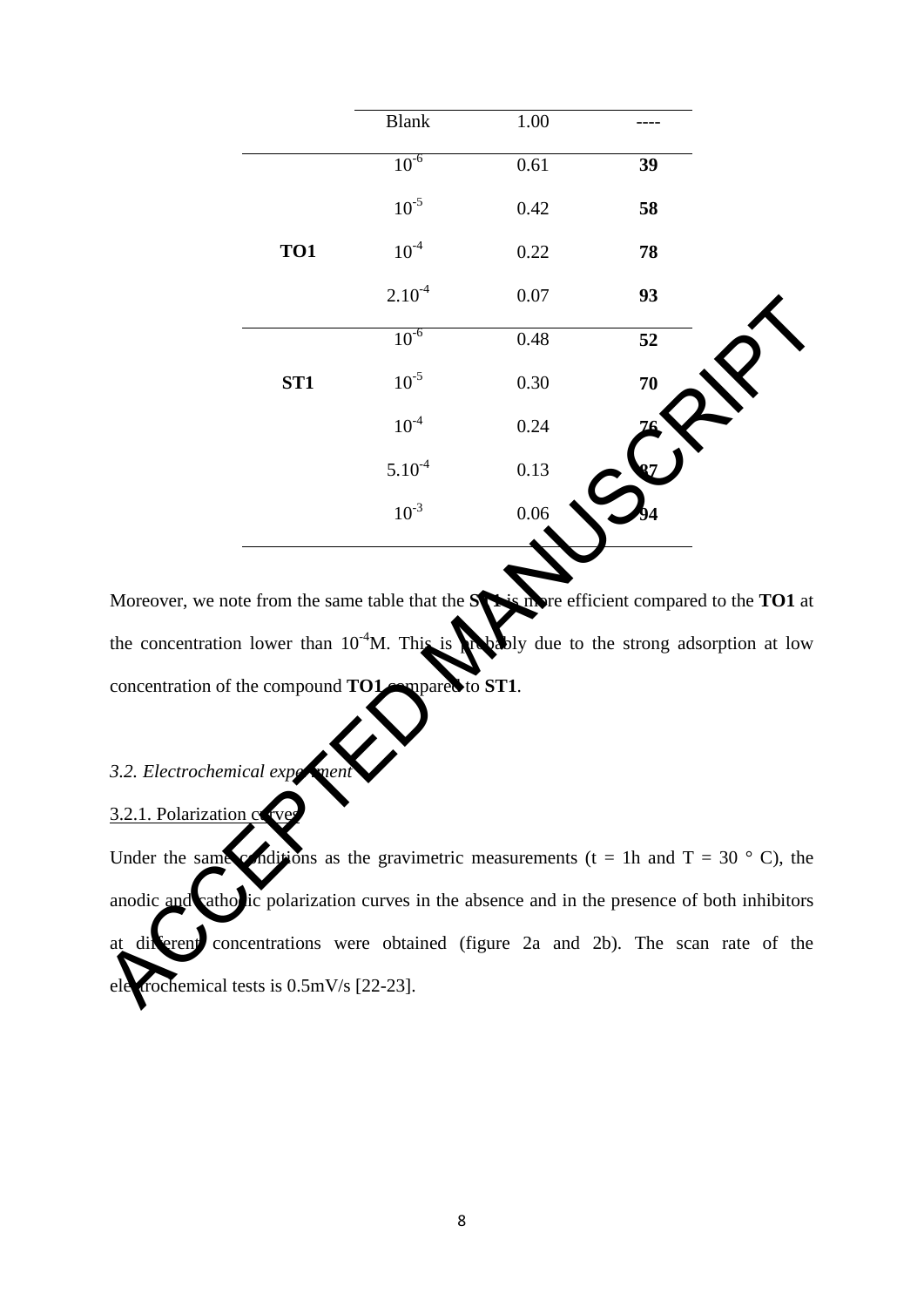| | Blank | 1.00 | ---- |
|---|---|---|---|
| **TO1** | $10^{-6}$ | 0.61 | **39** |
| | $10^{-5}$ | 0.42 | **58** |
| | $10^{-4}$ | 0.22 | **78** |
| | $2.10^{-4}$ | 0.07 | **93** |
| **ST1** | $10^{-6}$ | 0.48 | **52** |
| | $10^{-5}$ | 0.30 | **70** |
| | $10^{-4}$ | 0.24 | **76** |
| | $5.10^{-4}$ | 0.13 | **87** |
| | $10^{-3}$ | 0.06 | **94** |

Moreover, we note from the same table that the **ST1** is more efficient compared to the **TO1** at the concentration lower than $10^{-4}$M. This is probably due to the strong adsorption at low concentration of the compound **TO1** compared to **ST1**.

### *3.2. Electrochemical experiment*

#### 3.2.1. Polarization curves

Under the same conditions as the gravimetric measurements (t = 1h and T = 30 ° C), the anodic and cathodic polarization curves in the absence and in the presence of both inhibitors at different concentrations were obtained (figure 2a and 2b). The scan rate of the electrochemical tests is 0.5mV/s [22-23].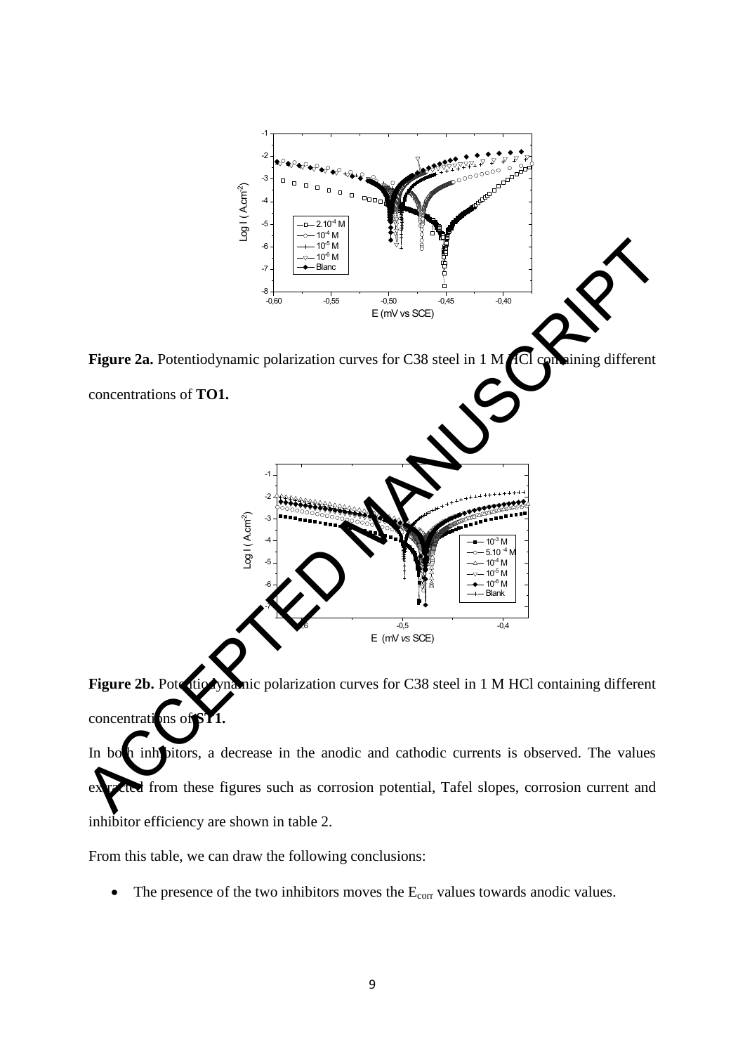**Figure 2a.** Potentiodynamic polarization curves for C38 steel in 1 M HCl containing different concentrations of **TO1.**

**Figure 2b.** Potentiodynamic polarization curves for C38 steel in 1 M HCl containing different concentrations of **ST1.**

In both inhibitors, a decrease in the anodic and cathodic currents is observed. The values extracted from these figures such as corrosion potential, Tafel slopes, corrosion current and inhibitor efficiency are shown in table 2.

From this table, we can draw the following conclusions:

- The presence of the two inhibitors moves the $E_{corr}$ values towards anodic values.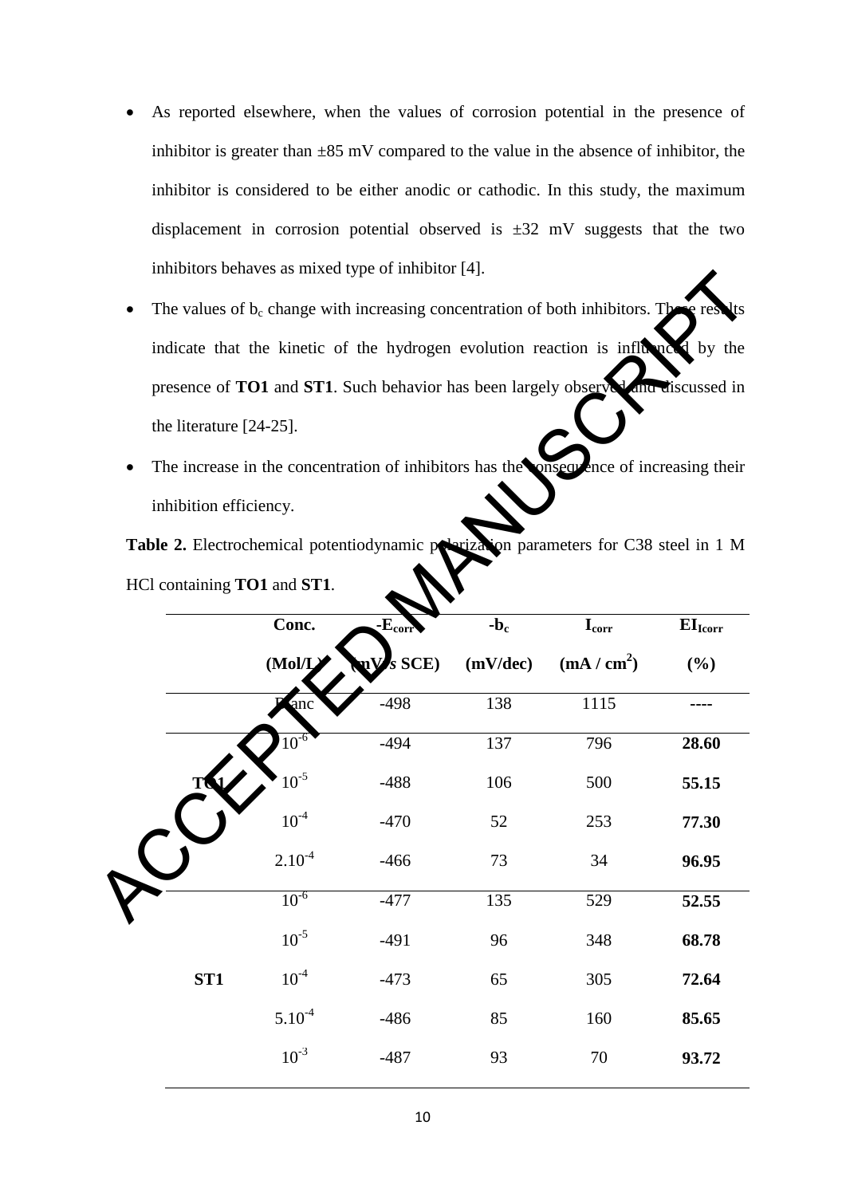- As reported elsewhere, when the values of corrosion potential in the presence of inhibitor is greater than ±85 mV compared to the value in the absence of inhibitor, the inhibitor is considered to be either anodic or cathodic. In this study, the maximum displacement in corrosion potential observed is ±32 mV suggests that the two inhibitors behaves as mixed type of inhibitor [4].
- The values of $b_c$ change with increasing concentration of both inhibitors. These results indicate that the kinetic of the hydrogen evolution reaction is influenced by the presence of **TO1** and **ST1**. Such behavior has been largely observed and discussed in the literature [24-25].
- The increase in the concentration of inhibitors has the consequence of increasing their inhibition efficiency.

**Table 2.** Electrochemical potentiodynamic polarization parameters for C38 steel in 1 M HCl containing **TO1** and **ST1**.

| | Conc. (Mol/L) | $-E_{corr}$ (mV vs SCE) | $-b_c$ (mV/dec) | $I_{corr}$ (mA / cm$^2$) | $EI_{Icorr}$ (%) |
|---|---|---|---|---|---|
| | Blanc | -498 | 138 | 1115 | ---- |
| **TO1** | $10^{-6}$ | -494 | 137 | 796 | **28.60** |
| | $10^{-5}$ | -488 | 106 | 500 | **55.15** |
| | $10^{-4}$ | -470 | 52 | 253 | **77.30** |
| | $2.10^{-4}$ | -466 | 73 | 34 | **96.95** |
| **ST1** | $10^{-6}$ | -477 | 135 | 529 | **52.55** |
| | $10^{-5}$ | -491 | 96 | 348 | **68.78** |
| | $10^{-4}$ | -473 | 65 | 305 | **72.64** |
| | $5.10^{-4}$ | -486 | 85 | 160 | **85.65** |
| | $10^{-3}$ | -487 | 93 | 70 | **93.72** |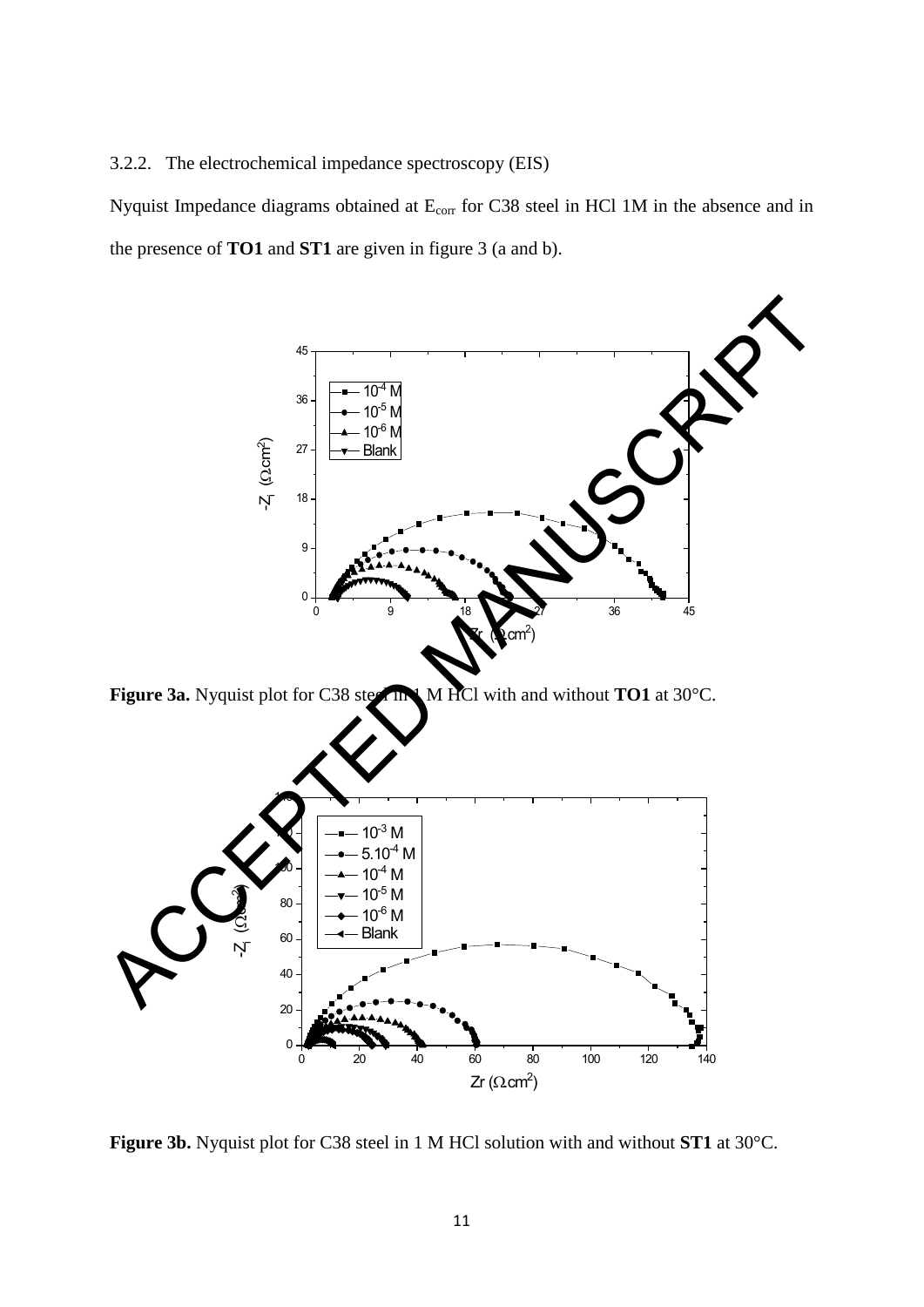3.2.2. The electrochemical impedance spectroscopy (EIS)

Nyquist Impedance diagrams obtained at $E_{corr}$ for C38 steel in HCl 1M in the absence and in the presence of **TO1** and **ST1** are given in figure 3 (a and b).

**Figure 3a.** Nyquist plot for C38 steel in 1 M HCl with and without **TO1** at 30°C.

**Figure 3b.** Nyquist plot for C38 steel in 1 M HCl solution with and without **ST1** at 30°C.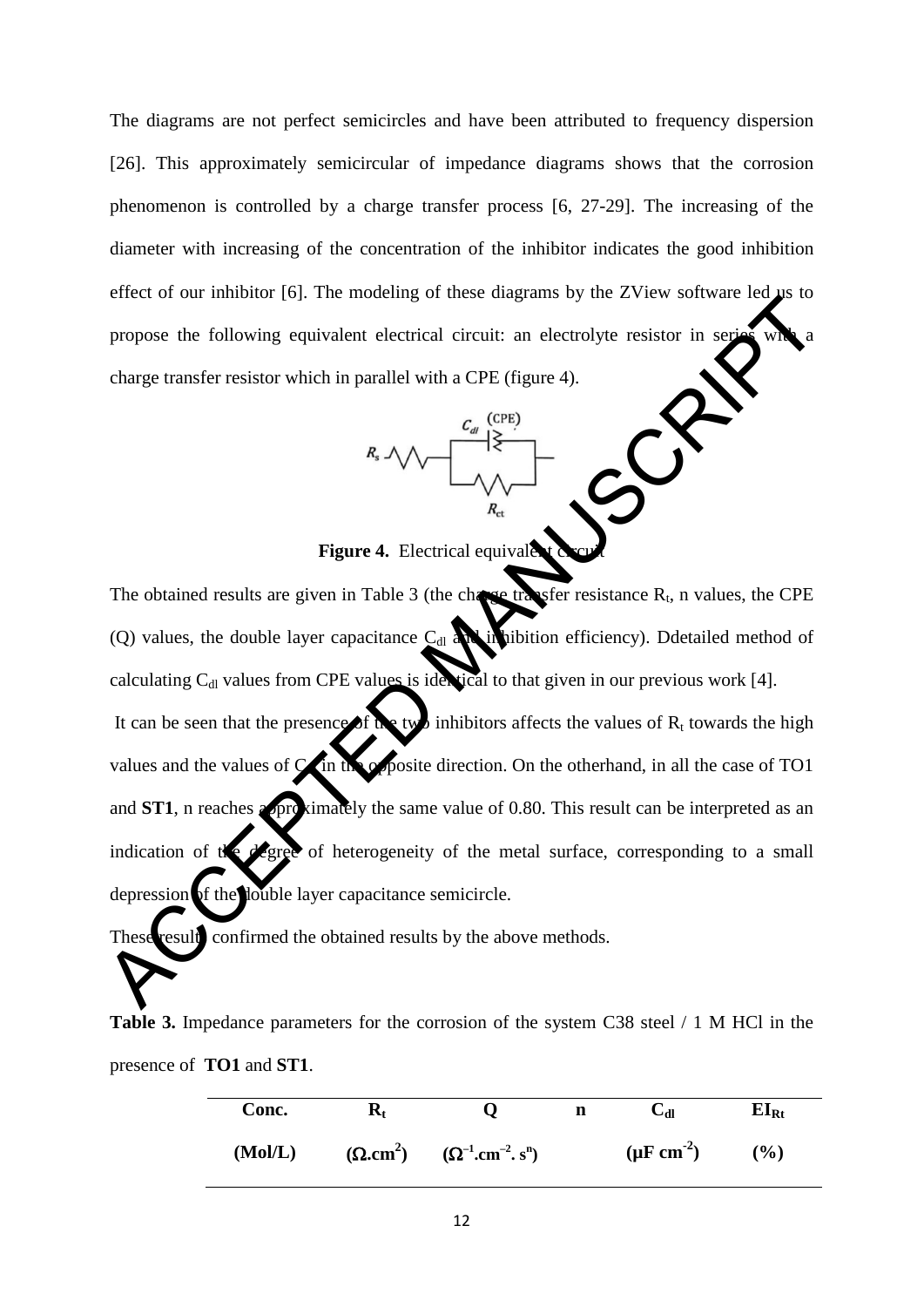The diagrams are not perfect semicircles and have been attributed to frequency dispersion [26]. This approximately semicircular of impedance diagrams shows that the corrosion phenomenon is controlled by a charge transfer process [6, 27-29]. The increasing of the diameter with increasing of the concentration of the inhibitor indicates the good inhibition effect of our inhibitor [6]. The modeling of these diagrams by the ZView software led us to propose the following equivalent electrical circuit: an electrolyte resistor in series with a charge transfer resistor which in parallel with a CPE (figure 4).

**Figure 4.** Electrical equivalent circuit

The obtained results are given in Table 3 (the charge transfer resistance $R_t$, n values, the CPE (Q) values, the double layer capacitance $C_{dl}$ and inhibition efficiency). Ddetailed method of calculating $C_{dl}$ values from CPE values is identical to that given in our previous work [4].

It can be seen that the presence of the two inhibitors affects the values of $R_t$ towards the high values and the values of $C_{dl}$ in the opposite direction. On the otherhand, in all the case of TO1 and **ST1**, n reaches approximately the same value of 0.80. This result can be interpreted as an indication of the degree of heterogeneity of the metal surface, corresponding to a small depression of the double layer capacitance semicircle.

These results confirmed the obtained results by the above methods.

**Table 3.** Impedance parameters for the corrosion of the system C38 steel / 1 M HCl in the presence of **TO1** and **ST1**.

| Conc. (Mol/L) | $R_t$ ($\Omega.cm^2$) | Q ($\Omega^{-1}.cm^{-2}.s^n$) | n | $C_{dl}$ ($\mu F\ cm^{-2}$) | $EI_{Rt}$ (%) |
|---|---|---|---|---|---|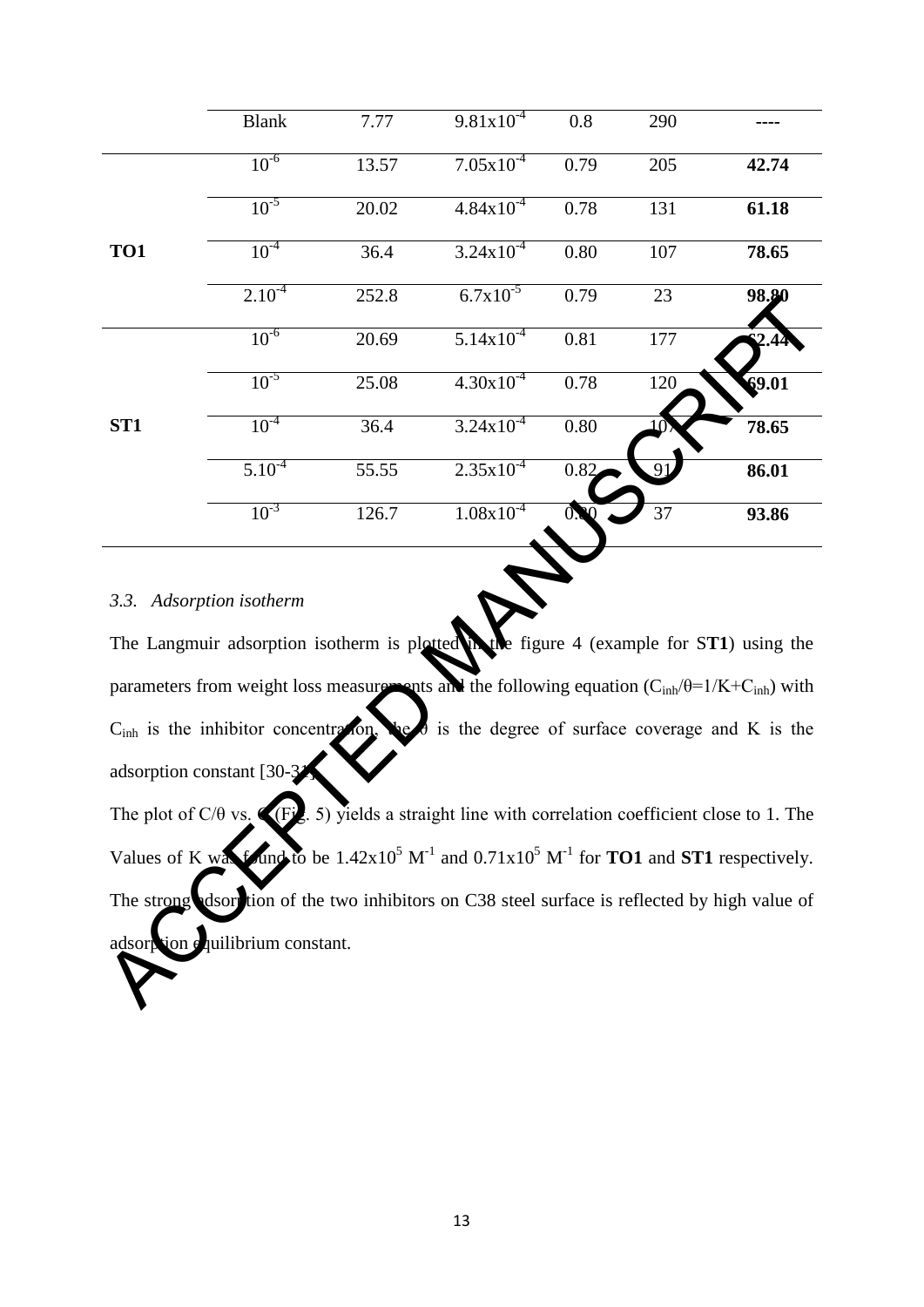| | Blank | 7.77 | $9.81x10^{-4}$ | 0.8 | 290 | ---- |
|---|---|---|---|---|---|---|
| TO1 | $10^{-6}$ | 13.57 | $7.05x10^{-4}$ | 0.79 | 205 | **42.74** |
| | $10^{-5}$ | 20.02 | $4.84x10^{-4}$ | 0.78 | 131 | **61.18** |
| | $10^{-4}$ | 36.4 | $3.24x10^{-4}$ | 0.80 | 107 | **78.65** |
| | $2.10^{-4}$ | 252.8 | $6.7x10^{-5}$ | 0.79 | 23 | **98.80** |
| ST1 | $10^{-6}$ | 20.69 | $5.14x10^{-4}$ | 0.81 | 177 | **62.44** |
| | $10^{-5}$ | 25.08 | $4.30x10^{-4}$ | 0.78 | 120 | **69.01** |
| | $10^{-4}$ | 36.4 | $3.24x10^{-4}$ | 0.80 | 107 | **78.65** |
| | $5.10^{-4}$ | 55.55 | $2.35x10^{-4}$ | 0.82 | 91 | **86.01** |
| | $10^{-3}$ | 126.7 | $1.08x10^{-4}$ | 0.80 | 37 | **93.86** |

### *3.3. Adsorption isotherm*

The Langmuir adsorption isotherm is plotted in the figure 4 (example for S**T1**) using the parameters from weight loss measurements and the following equation ($C_{inh}/\theta=1/K+C_{inh}$) with $C_{inh}$ is the inhibitor concentration, the $\theta$ is the degree of surface coverage and K is the adsorption constant [30-31].

The plot of $C/\theta$ vs. C (Fig. 5) yields a straight line with correlation coefficient close to 1. The Values of K was found to be $1.42x10^5$ $M^{-1}$ and $0.71x10^5$ $M^{-1}$ for **TO1** and **ST1** respectively. The strong adsorption of the two inhibitors on C38 steel surface is reflected by high value of adsorption equilibrium constant.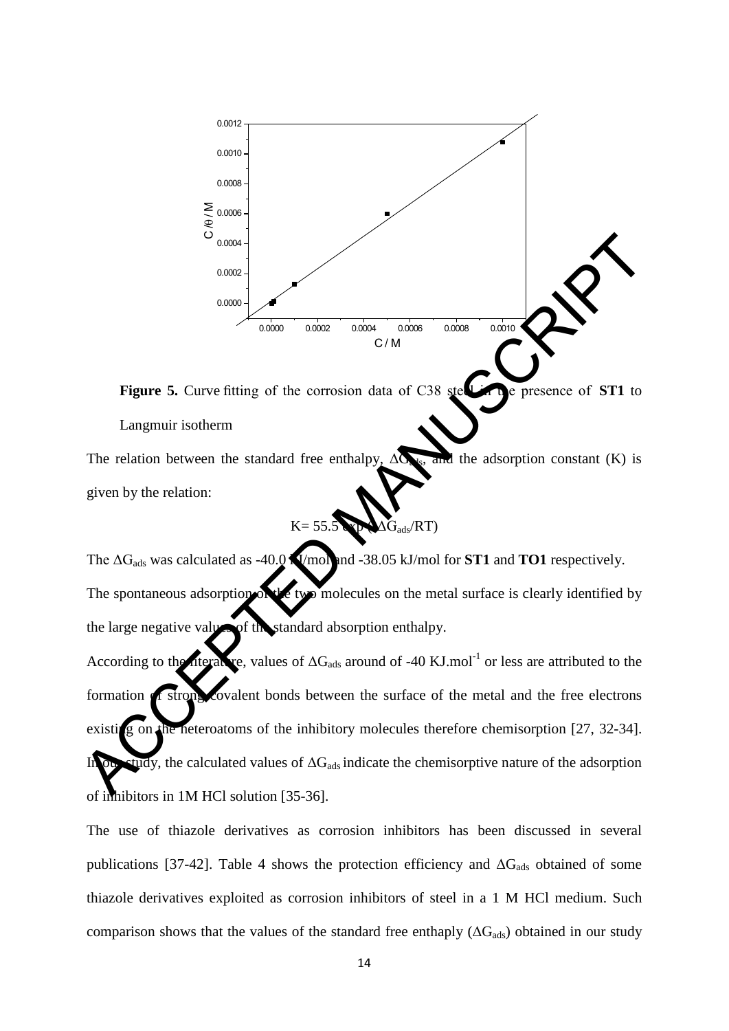**Figure 5.** Curve fitting of the corrosion data of C38 steel in the presence of **ST1** to Langmuir isotherm

The relation between the standard free enthalpy, $\Delta G_{ads}$, and the adsorption constant (K) is given by the relation:

$$K= 55.5 \exp(-\Delta G_{ads}/RT)$$

The $\Delta G_{ads}$ was calculated as -40.0 kJ/mol and -38.05 kJ/mol for **ST1** and **TO1** respectively. The spontaneous adsorption of the two molecules on the metal surface is clearly identified by the large negative values of the standard absorption enthalpy.

According to the literature, values of $\Delta G_{ads}$ around of -40 KJ.mol$^{-1}$ or less are attributed to the formation of strong covalent bonds between the surface of the metal and the free electrons existing on the heteroatoms of the inhibitory molecules therefore chemisorption [27, 32-34]. In our study, the calculated values of $\Delta G_{ads}$ indicate the chemisorptive nature of the adsorption of inhibitors in 1M HCl solution [35-36].

The use of thiazole derivatives as corrosion inhibitors has been discussed in several publications [37-42]. Table 4 shows the protection efficiency and $\Delta G_{ads}$ obtained of some thiazole derivatives exploited as corrosion inhibitors of steel in a 1 M HCl medium. Such comparison shows that the values of the standard free enthaply ($\Delta G_{ads}$) obtained in our study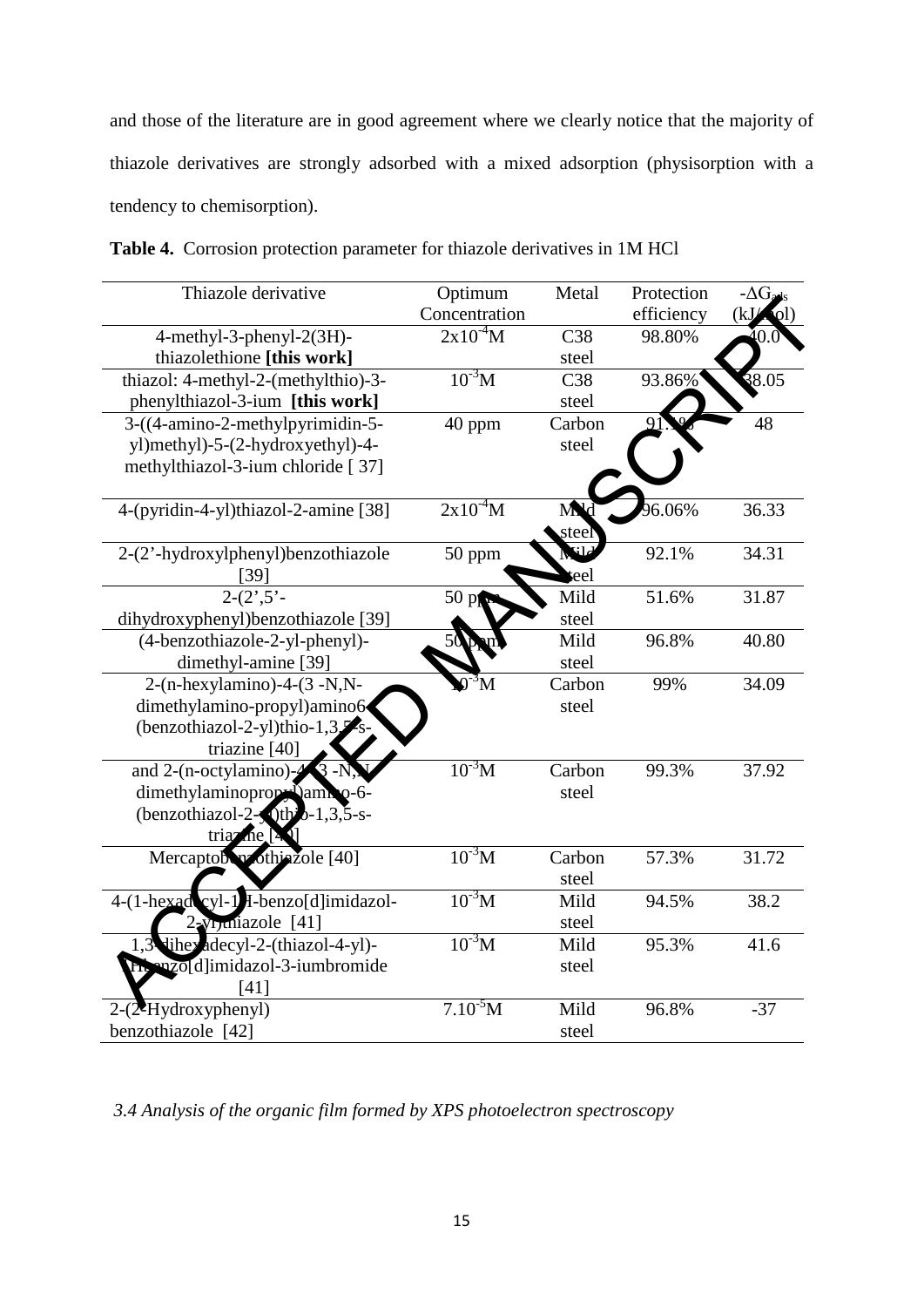and those of the literature are in good agreement where we clearly notice that the majority of thiazole derivatives are strongly adsorbed with a mixed adsorption (physisorption with a tendency to chemisorption).

**Table 4.** Corrosion protection parameter for thiazole derivatives in 1M HCl

| Thiazole derivative | Optimum Concentration | Metal | Protection efficiency | $-\Delta G_{ads}$ (kJ/mol) |
|---|---|---|---|---|
| 4-methyl-3-phenyl-2(3H)-thiazolethione **[this work]** | $2x10^{-4}$M | C38 steel | 98.80% | 40.0 |
| thiazol: 4-methyl-2-(methylthio)-3-phenylthiazol-3-ium **[this work]** | $10^{-3}$M | C38 steel | 93.86% | 38.05 |
| 3-((4-amino-2-methylpyrimidin-5-yl)methyl)-5-(2-hydroxyethyl)-4-methylthiazol-3-ium chloride [ 37] | 40 ppm | Carbon steel | 91.1% | 48 |
| 4-(pyridin-4-yl)thiazol-2-amine [38] | $2x10^{-4}$M | Mild steel | 96.06% | 36.33 |
| 2-(2'-hydroxylphenyl)benzothiazole [39] | 50 ppm | Mild steel | 92.1% | 34.31 |
| 2-(2',5'-dihydroxyphenyl)benzothiazole [39] | 50 ppm | Mild steel | 51.6% | 31.87 |
| (4-benzothiazole-2-yl-phenyl)-dimethyl-amine [39] | 50 ppm | Mild steel | 96.8% | 40.80 |
| 2-(n-hexylamino)-4-(3 -N,N-dimethylamino-propyl)amino6-(benzothiazol-2-yl)thio-1,3,5-s-triazine [40] | $10^{-3}$M | Carbon steel | 99% | 34.09 |
| and 2-(n-octylamino)-4-(3 -N,N-dimethylaminopropyl)amino-6-(benzothiazol-2-yl)thio-1,3,5-s-triazine [40] | $10^{-3}$M | Carbon steel | 99.3% | 37.92 |
| Mercaptobenzothiazole [40] | $10^{-3}$M | Carbon steel | 57.3% | 31.72 |
| 4-(1-hexadecyl-1H-benzo[d]imidazol-2-yl)thiazole [41] | $10^{-3}$M | Mild steel | 94.5% | 38.2 |
| 1,3-dihexadecyl-2-(thiazol-4-yl)-1H-benzo[d]imidazol-3-iumbromide [41] | $10^{-3}$M | Mild steel | 95.3% | 41.6 |
| 2-(2'Hydroxyphenyl) benzothiazole [42] | $7.10^{-5}$M | Mild steel | 96.8% | -37 |

*3.4 Analysis of the organic film formed by XPS photoelectron spectroscopy*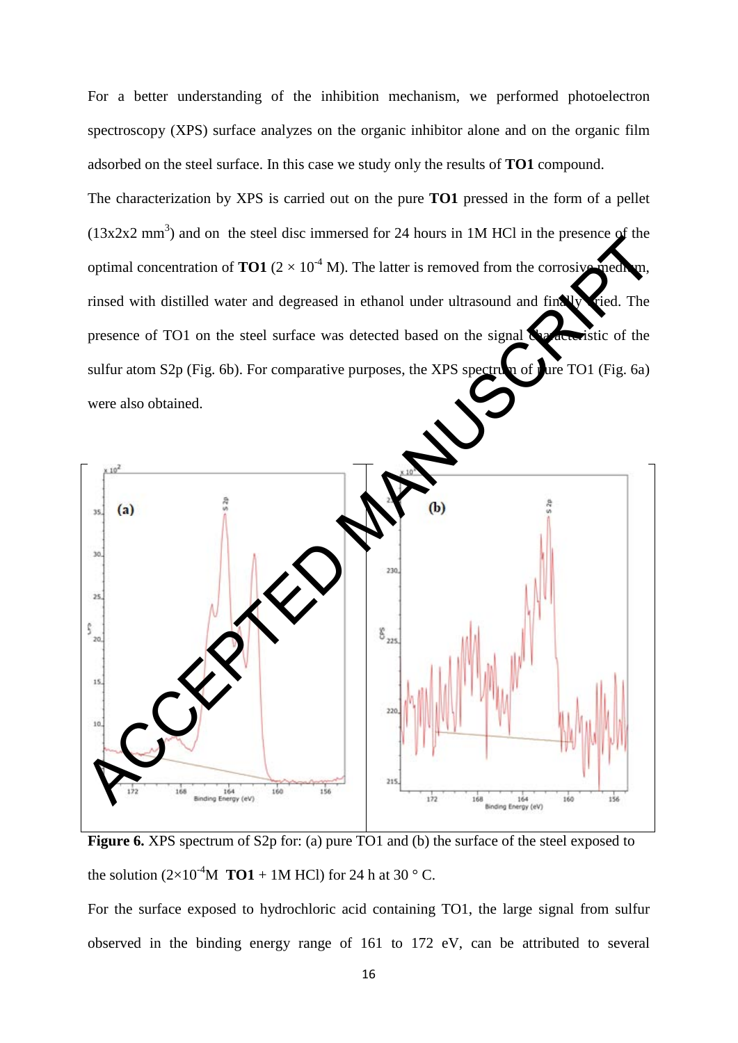For a better understanding of the inhibition mechanism, we performed photoelectron spectroscopy (XPS) surface analyzes on the organic inhibitor alone and on the organic film adsorbed on the steel surface. In this case we study only the results of **TO1** compound.

The characterization by XPS is carried out on the pure **TO1** pressed in the form of a pellet (13x2x2 $mm^3$) and on the steel disc immersed for 24 hours in 1M HCl in the presence of the optimal concentration of **TO1** ($2 \times 10^{-4}$ M). The latter is removed from the corrosive medium, rinsed with distilled water and degreased in ethanol under ultrasound and finally dried. The presence of TO1 on the steel surface was detected based on the signal characteristic of the sulfur atom S2p (Fig. 6b). For comparative purposes, the XPS spectrum of pure TO1 (Fig. 6a) were also obtained.

**Figure 6.** XPS spectrum of S2p for: (a) pure TO1 and (b) the surface of the steel exposed to the solution ($2\times10^{-4}$M **TO1** + 1M HCl) for 24 h at 30 ° C.

For the surface exposed to hydrochloric acid containing TO1, the large signal from sulfur observed in the binding energy range of 161 to 172 eV, can be attributed to several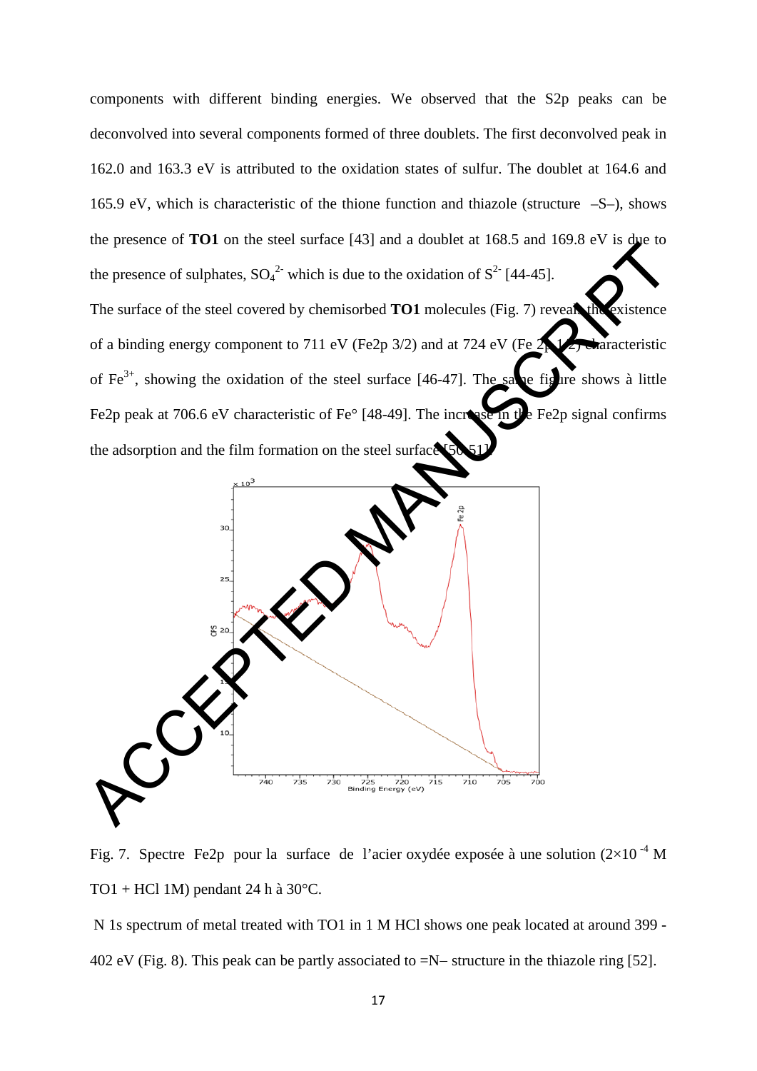components with different binding energies. We observed that the S2p peaks can be deconvolved into several components formed of three doublets. The first deconvolved peak in 162.0 and 163.3 eV is attributed to the oxidation states of sulfur. The doublet at 164.6 and 165.9 eV, which is characteristic of the thione function and thiazole (structure –S–), shows the presence of **TO1** on the steel surface [43] and a doublet at 168.5 and 169.8 eV is due to the presence of sulphates, $SO_4^{2-}$ which is due to the oxidation of $S^{2-}$ [44-45].

The surface of the steel covered by chemisorbed **TO1** molecules (Fig. 7) reveals the existence of a binding energy component to 711 eV (Fe2p 3/2) and at 724 eV (Fe 2p 1/2) characteristic of $Fe^{3+}$, showing the oxidation of the steel surface [46-47]. The same figure shows à little Fe2p peak at 706.6 eV characteristic of Fe° [48-49]. The increase in the Fe2p signal confirms the adsorption and the film formation on the steel surface [50-51].

Fig. 7. Spectre Fe2p pour la surface de l'acier oxydée exposée à une solution ($2\times10^{-4}$ M TO1 + HCl 1M) pendant 24 h à 30°C.

N 1s spectrum of metal treated with TO1 in 1 M HCl shows one peak located at around 399 - 402 eV (Fig. 8). This peak can be partly associated to =N– structure in the thiazole ring [52].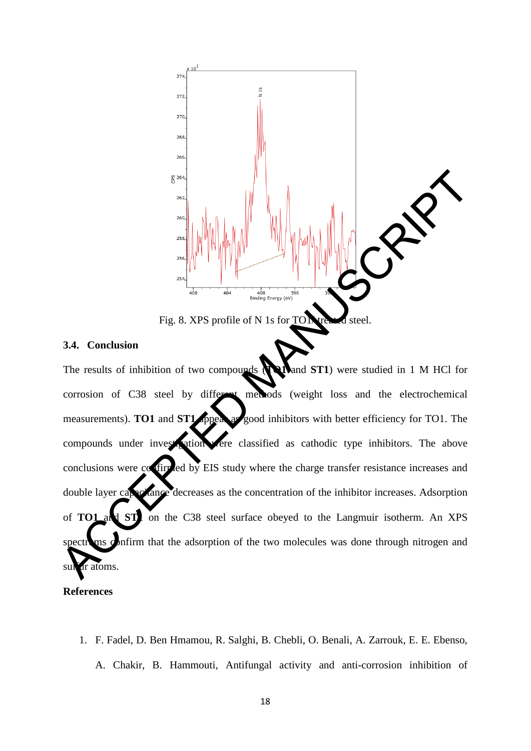Fig. 8. XPS profile of N 1s for TO1/treated steel.

### 3.4. Conclusion

The results of inhibition of two compounds (**TO1** and **ST1**) were studied in 1 M HCl for corrosion of C38 steel by different methods (weight loss and the electrochemical measurements). **TO1** and **ST1** appear as good inhibitors with better efficiency for TO1. The compounds under investigation were classified as cathodic type inhibitors. The above conclusions were confirmed by EIS study where the charge transfer resistance increases and double layer capacitance decreases as the concentration of the inhibitor increases. Adsorption of **TO1** and **ST1** on the C38 steel surface obeyed to the Langmuir isotherm. An XPS spectrums confirm that the adsorption of the two molecules was done through nitrogen and sulfur atoms.

**References**

1. F. Fadel, D. Ben Hmamou, R. Salghi, B. Chebli, O. Benali, A. Zarrouk, E. E. Ebenso, A. Chakir, B. Hammouti, Antifungal activity and anti-corrosion inhibition of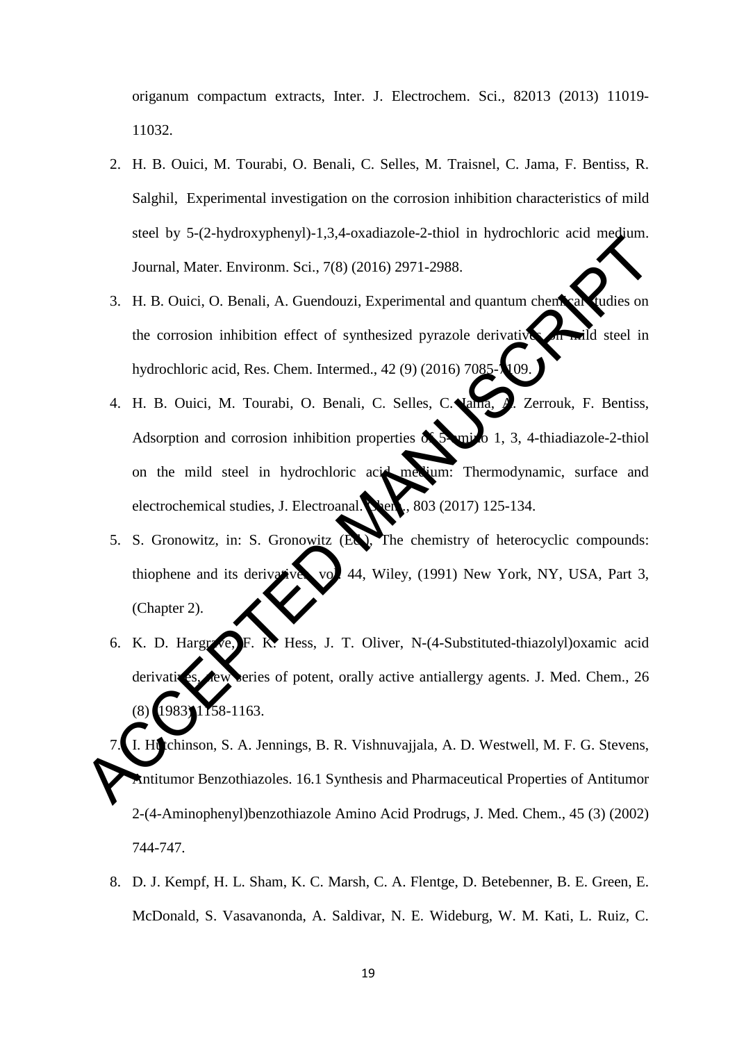origanum compactum extracts, Inter. J. Electrochem. Sci., 82013 (2013) 11019-11032.

2. H. B. Ouici, M. Tourabi, O. Benali, C. Selles, M. Traisnel, C. Jama, F. Bentiss, R. Salghil, Experimental investigation on the corrosion inhibition characteristics of mild steel by 5-(2-hydroxyphenyl)-1,3,4-oxadiazole-2-thiol in hydrochloric acid medium. Journal, Mater. Environm. Sci., 7(8) (2016) 2971-2988.
3. H. B. Ouici, O. Benali, A. Guendouzi, Experimental and quantum chemical studies on the corrosion inhibition effect of synthesized pyrazole derivatives on mild steel in hydrochloric acid, Res. Chem. Intermed., 42 (9) (2016) 7085-7109.
4. H. B. Ouici, M. Tourabi, O. Benali, C. Selles, C. Jama, A. Zerrouk, F. Bentiss, Adsorption and corrosion inhibition properties of 5-amino 1, 3, 4-thiadiazole-2-thiol on the mild steel in hydrochloric acid medium: Thermodynamic, surface and electrochemical studies, J. Electroanal. Chem., 803 (2017) 125-134.
5. S. Gronowitz, in: S. Gronowitz (Ed.), The chemistry of heterocyclic compounds: thiophene and its derivatives, vol. 44, Wiley, (1991) New York, NY, USA, Part 3, (Chapter 2).
6. K. D. Hargrave, F. K. Hess, J. T. Oliver, N-(4-Substituted-thiazolyl)oxamic acid derivatives, new series of potent, orally active antiallergy agents. J. Med. Chem., 26 (8) (1983) 1158-1163.
7. I. Hutchinson, S. A. Jennings, B. R. Vishnuvajjala, A. D. Westwell, M. F. G. Stevens, Antitumor Benzothiazoles. 16.1 Synthesis and Pharmaceutical Properties of Antitumor 2-(4-Aminophenyl)benzothiazole Amino Acid Prodrugs, J. Med. Chem., 45 (3) (2002) 744-747.
8. D. J. Kempf, H. L. Sham, K. C. Marsh, C. A. Flentge, D. Betebenner, B. E. Green, E. McDonald, S. Vasavanonda, A. Saldivar, N. E. Wideburg, W. M. Kati, L. Ruiz, C.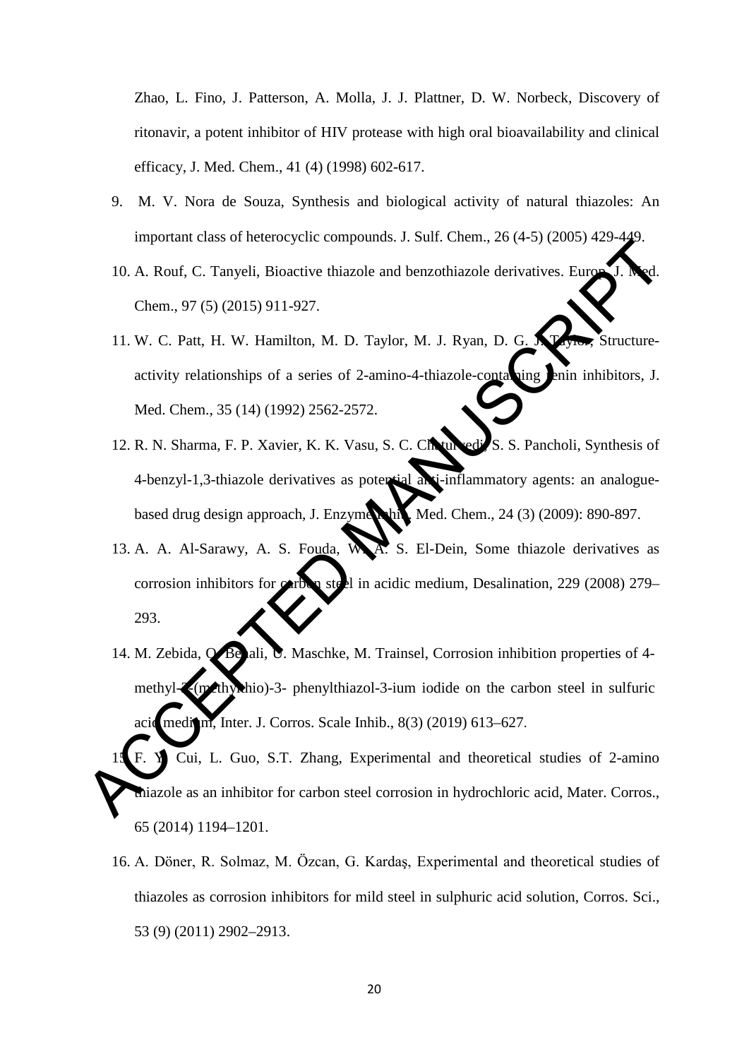Zhao, L. Fino, J. Patterson, A. Molla, J. J. Plattner, D. W. Norbeck, Discovery of ritonavir, a potent inhibitor of HIV protease with high oral bioavailability and clinical efficacy, J. Med. Chem., 41 (4) (1998) 602-617.

9. M. V. Nora de Souza, Synthesis and biological activity of natural thiazoles: An important class of heterocyclic compounds. J. Sulf. Chem., 26 (4-5) (2005) 429-449.

10. A. Rouf, C. Tanyeli, Bioactive thiazole and benzothiazole derivatives. Europ. J. Med. Chem., 97 (5) (2015) 911-927.

11. W. C. Patt, H. W. Hamilton, M. D. Taylor, M. J. Ryan, D. G. J. Taylor, Structure-activity relationships of a series of 2-amino-4-thiazole-containing renin inhibitors, J. Med. Chem., 35 (14) (1992) 2562-2572.

12. R. N. Sharma, F. P. Xavier, K. K. Vasu, S. C. Chaturvedi, S. S. Pancholi, Synthesis of 4-benzyl-1,3-thiazole derivatives as potential anti-inflammatory agents: an analogue-based drug design approach, J. Enzyme Inhib. Med. Chem., 24 (3) (2009): 890-897.

13. A. A. Al-Sarawy, A. S. Fouda, W. A. S. El-Dein, Some thiazole derivatives as corrosion inhibitors for carbon steel in acidic medium, Desalination, 229 (2008) 279–293.

14. M. Zebida, O. Benali, U. Maschke, M. Trainsel, Corrosion inhibition properties of 4-methyl-2-(methylthio)-3- phenylthiazol-3-ium iodide on the carbon steel in sulfuric acid medium, Inter. J. Corros. Scale Inhib., 8(3) (2019) 613–627.

15. F. Y. Cui, L. Guo, S.T. Zhang, Experimental and theoretical studies of 2-amino thiazole as an inhibitor for carbon steel corrosion in hydrochloric acid, Mater. Corros., 65 (2014) 1194–1201.

16. A. Döner, R. Solmaz, M. Özcan, G. Kardaş, Experimental and theoretical studies of thiazoles as corrosion inhibitors for mild steel in sulphuric acid solution, Corros. Sci., 53 (9) (2011) 2902–2913.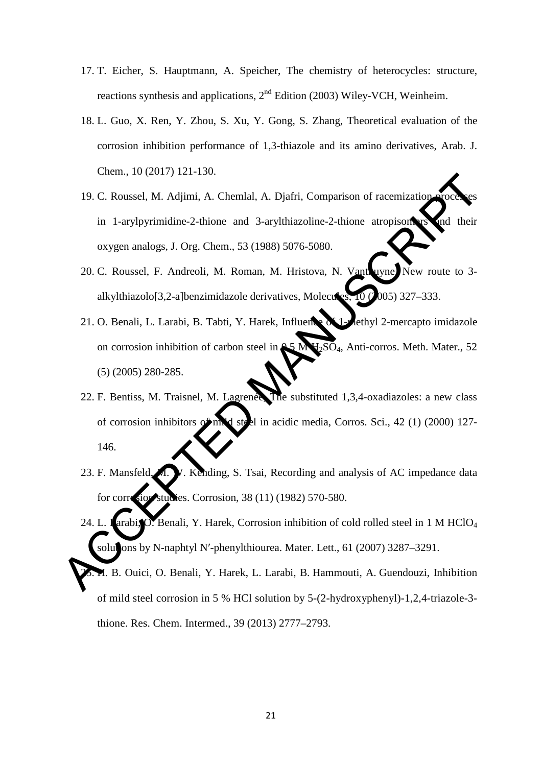17. T. Eicher, S. Hauptmann, A. Speicher, The chemistry of heterocycles: structure, reactions synthesis and applications, 2[nd] Edition (2003) Wiley-VCH, Weinheim.
18. L. Guo, X. Ren, Y. Zhou, S. Xu, Y. Gong, S. Zhang, Theoretical evaluation of the corrosion inhibition performance of 1,3-thiazole and its amino derivatives, Arab. J. Chem., 10 (2017) 121-130.
19. C. Roussel, M. Adjimi, A. Chemlal, A. Djafri, Comparison of racemization processes in 1-arylpyrimidine-2-thione and 3-arylthiazoline-2-thione atropisomers and their oxygen analogs, J. Org. Chem., 53 (1988) 5076-5080.
20. C. Roussel, F. Andreoli, M. Roman, M. Hristova, N. Vanthuyne, New route to 3-alkylthiazolo[3,2-a]benzimidazole derivatives, Molecules, 10 (2005) 327–333.
21. O. Benali, L. Larabi, B. Tabti, Y. Harek, Influence of 1-methyl 2-mercapto imidazole on corrosion inhibition of carbon steel in 0.5 M $H_2SO_4$, Anti-corros. Meth. Mater., 52 (5) (2005) 280-285.
22. F. Bentiss, M. Traisnel, M. Lagrenée, The substituted 1,3,4-oxadiazoles: a new class of corrosion inhibitors of mild steel in acidic media, Corros. Sci., 42 (1) (2000) 127-146.
23. F. Mansfeld, M. W. Kending, S. Tsai, Recording and analysis of AC impedance data for corrosion studies. Corrosion, 38 (11) (1982) 570-580.
24. L. Larabi, O. Benali, Y. Harek, Corrosion inhibition of cold rolled steel in 1 M $HClO_4$ solutions by N-naphtyl N′-phenylthiourea. Mater. Lett., 61 (2007) 3287–3291.
25. N. B. Ouici, O. Benali, Y. Harek, L. Larabi, B. Hammouti, A. Guendouzi, Inhibition of mild steel corrosion in 5 % HCl solution by 5-(2-hydroxyphenyl)-1,2,4-triazole-3-thione. Res. Chem. Intermed., 39 (2013) 2777–2793.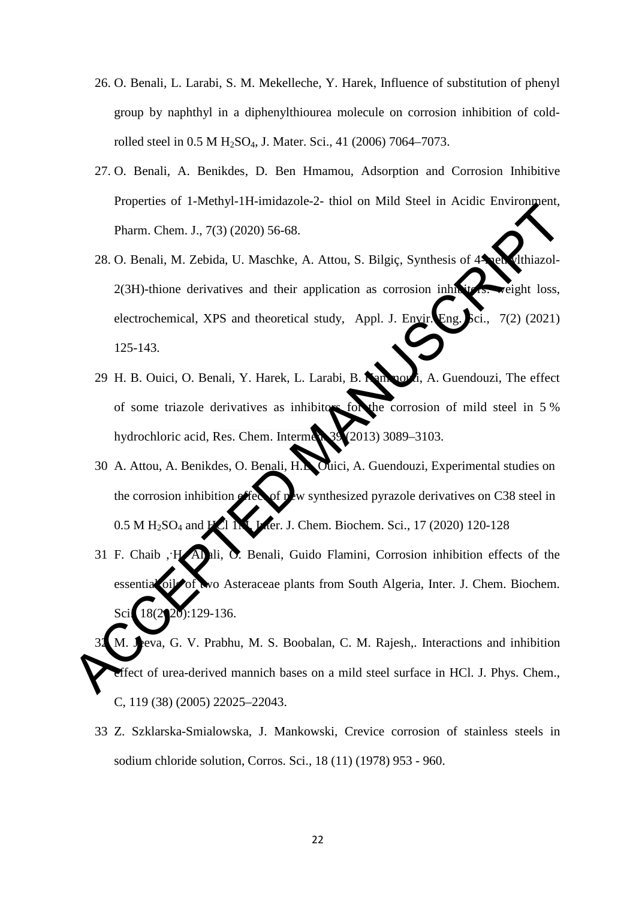26. O. Benali, L. Larabi, S. M. Mekelleche, Y. Harek, Influence of substitution of phenyl group by naphthyl in a diphenylthiourea molecule on corrosion inhibition of cold-rolled steel in 0.5 M $H_2SO_4$, J. Mater. Sci., 41 (2006) 7064–7073.
27. O. Benali, A. Benikdes, D. Ben Hmamou, Adsorption and Corrosion Inhibitive Properties of 1-Methyl-1H-imidazole-2- thiol on Mild Steel in Acidic Environment, Pharm. Chem. J., 7(3) (2020) 56-68.
28. O. Benali, M. Zebida, U. Maschke, A. Attou, S. Bilgiç, Synthesis of 4-methylthiazol-2(3H)-thione derivatives and their application as corrosion inhibitors: weight loss, electrochemical, XPS and theoretical study, Appl. J. Envir. Eng. Sci., 7(2) (2021) 125-143.
29. H. B. Ouici, O. Benali, Y. Harek, L. Larabi, B. Hammouti, A. Guendouzi, The effect of some triazole derivatives as inhibitors for the corrosion of mild steel in 5 % hydrochloric acid, Res. Chem. Intermed. 39 (2013) 3089–3103.
30. A. Attou, A. Benikdes, O. Benali, H.B. Ouici, A. Guendouzi, Experimental studies on the corrosion inhibition effect of new synthesized pyrazole derivatives on C38 steel in 0.5 M $H_2SO_4$ and HCl 1M, Inter. J. Chem. Biochem. Sci., 17 (2020) 120-128
31. F. Chaib , H. Allali, O. Benali, Guido Flamini, Corrosion inhibition effects of the essential oils of two Asteraceae plants from South Algeria, Inter. J. Chem. Biochem. Sci. 18(2020):129-136.
32. M. Jeeva, G. V. Prabhu, M. S. Boobalan, C. M. Rajesh,. Interactions and inhibition effect of urea-derived mannich bases on a mild steel surface in HCl. J. Phys. Chem., C, 119 (38) (2005) 22025–22043.
33. Z. Szklarska-Smialowska, J. Mankowski, Crevice corrosion of stainless steels in sodium chloride solution, Corros. Sci., 18 (11) (1978) 953 - 960.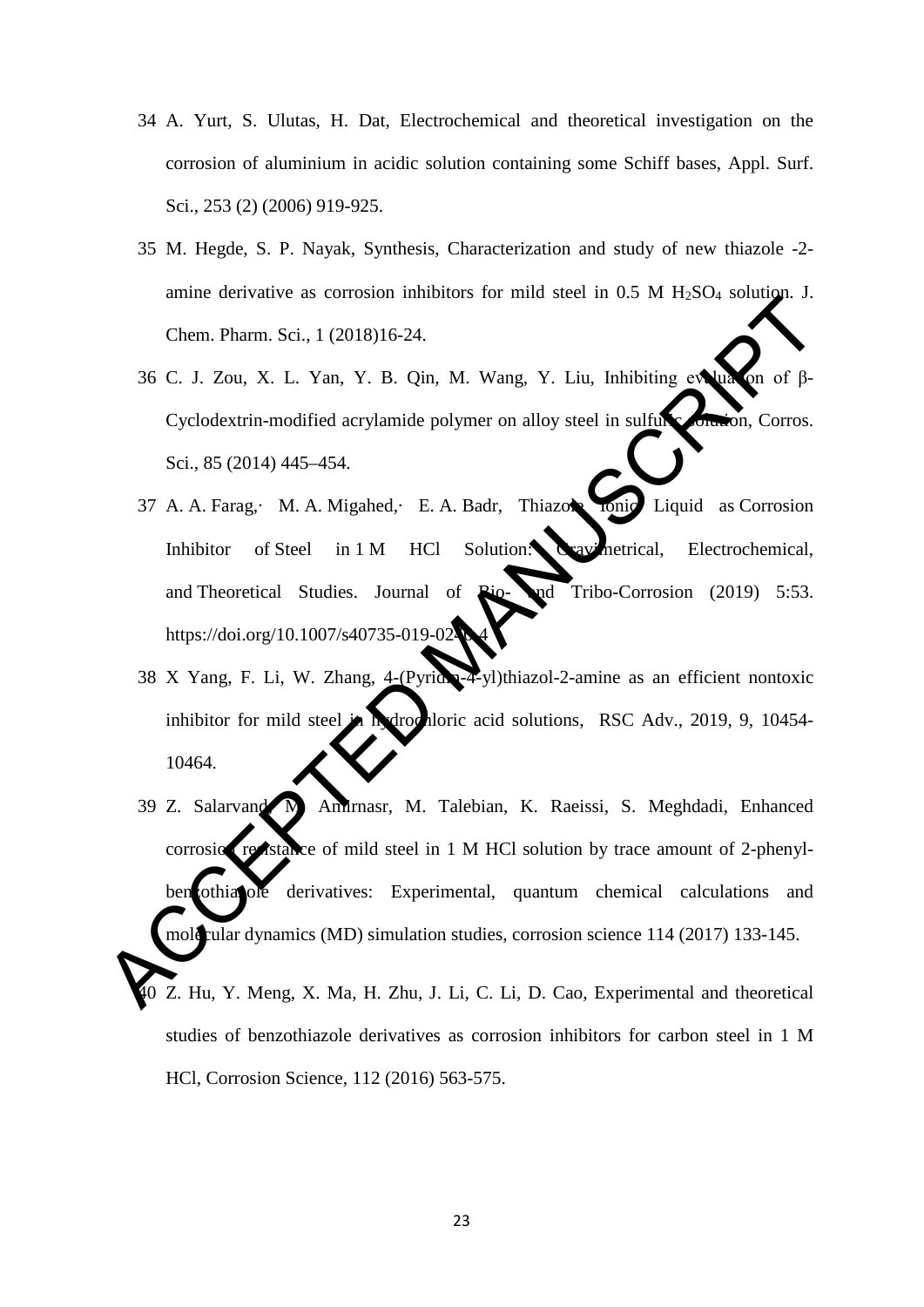34 A. Yurt, S. Ulutas, H. Dat, Electrochemical and theoretical investigation on the corrosion of aluminium in acidic solution containing some Schiff bases, Appl. Surf. Sci., 253 (2) (2006) 919-925.

35 M. Hegde, S. P. Nayak, Synthesis, Characterization and study of new thiazole -2-amine derivative as corrosion inhibitors for mild steel in 0.5 M $H_2SO_4$ solution. J. Chem. Pharm. Sci., 1 (2018)16-24.

36 C. J. Zou, X. L. Yan, Y. B. Qin, M. Wang, Y. Liu, Inhibiting evaluation of β-Cyclodextrin-modified acrylamide polymer on alloy steel in sulfuric solution, Corros. Sci., 85 (2014) 445–454.

37 A. A. Farag,· M. A. Migahed,· E. A. Badr, Thiazole Ionic Liquid as Corrosion Inhibitor of Steel in 1 M HCl Solution: Gravimetrical, Electrochemical, and Theoretical Studies. Journal of Bio- and Tribo-Corrosion (2019) 5:53. https://doi.org/10.1007/s40735-019-0246-4

38 X Yang, F. Li, W. Zhang, 4-(Pyridin-4-yl)thiazol-2-amine as an efficient nontoxic inhibitor for mild steel in hydrochloric acid solutions, RSC Adv., 2019, 9, 10454-10464.

39 Z. Salarvand, M. Amirnasr, M. Talebian, K. Raeissi, S. Meghdadi, Enhanced corrosion resistance of mild steel in 1 M HCl solution by trace amount of 2-phenyl-benzothiazole derivatives: Experimental, quantum chemical calculations and molecular dynamics (MD) simulation studies, corrosion science 114 (2017) 133-145.

40 Z. Hu, Y. Meng, X. Ma, H. Zhu, J. Li, C. Li, D. Cao, Experimental and theoretical studies of benzothiazole derivatives as corrosion inhibitors for carbon steel in 1 M HCl, Corrosion Science, 112 (2016) 563-575.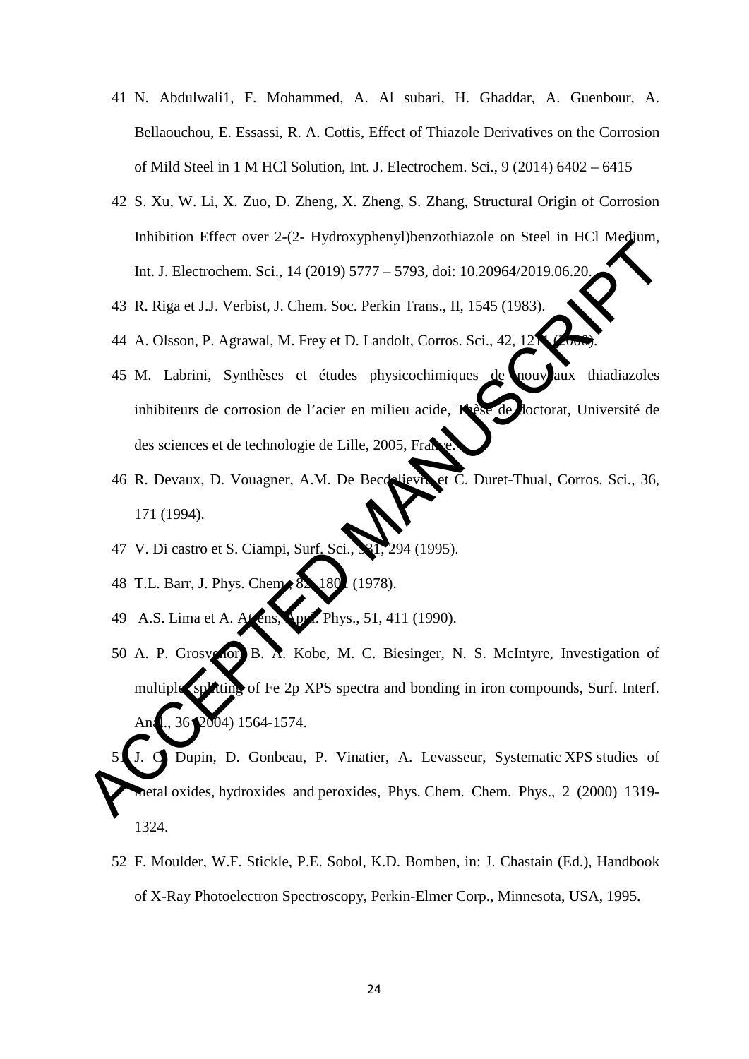41 N. Abdulwali1, F. Mohammed, A. Al subari, H. Ghaddar, A. Guenbour, A. Bellaouchou, E. Essassi, R. A. Cottis, Effect of Thiazole Derivatives on the Corrosion of Mild Steel in 1 M HCl Solution, Int. J. Electrochem. Sci., 9 (2014) 6402 – 6415

42 S. Xu, W. Li, X. Zuo, D. Zheng, X. Zheng, S. Zhang, Structural Origin of Corrosion Inhibition Effect over 2-(2- Hydroxyphenyl)benzothiazole on Steel in HCl Medium, Int. J. Electrochem. Sci., 14 (2019) 5777 – 5793, doi: 10.20964/2019.06.20.

43 R. Riga et J.J. Verbist, J. Chem. Soc. Perkin Trans., II, 1545 (1983).

44 A. Olsson, P. Agrawal, M. Frey et D. Landolt, Corros. Sci., 42, 1211 (2000).

45 M. Labrini, Synthèses et études physicochimiques de nouveaux thiadiazoles inhibiteurs de corrosion de l'acier en milieu acide, Thèse de doctorat, Université de des sciences et de technologie de Lille, 2005, France.

46 R. Devaux, D. Vouagner, A.M. De Becdelievre et C. Duret-Thual, Corros. Sci., 36, 171 (1994).

47 V. Di castro et S. Ciampi, Surf. Sci., 331, 294 (1995).

48 T.L. Barr, J. Phys. Chem., 82, 1801 (1978).

49 A.S. Lima et A. Atkens, Appl. Phys., 51, 411 (1990).

50 A. P. Grosvenor, B. A. Kobe, M. C. Biesinger, N. S. McIntyre, Investigation of multiplet splitting of Fe 2p XPS spectra and bonding in iron compounds, Surf. Interf. Anal., 36 (2004) 1564-1574.

51 J. C. Dupin, D. Gonbeau, P. Vinatier, A. Levasseur, Systematic XPS studies of metal oxides, hydroxides and peroxides, Phys. Chem. Chem. Phys., 2 (2000) 1319-1324.

52 F. Moulder, W.F. Stickle, P.E. Sobol, K.D. Bomben, in: J. Chastain (Ed.), Handbook of X-Ray Photoelectron Spectroscopy, Perkin-Elmer Corp., Minnesota, USA, 1995.